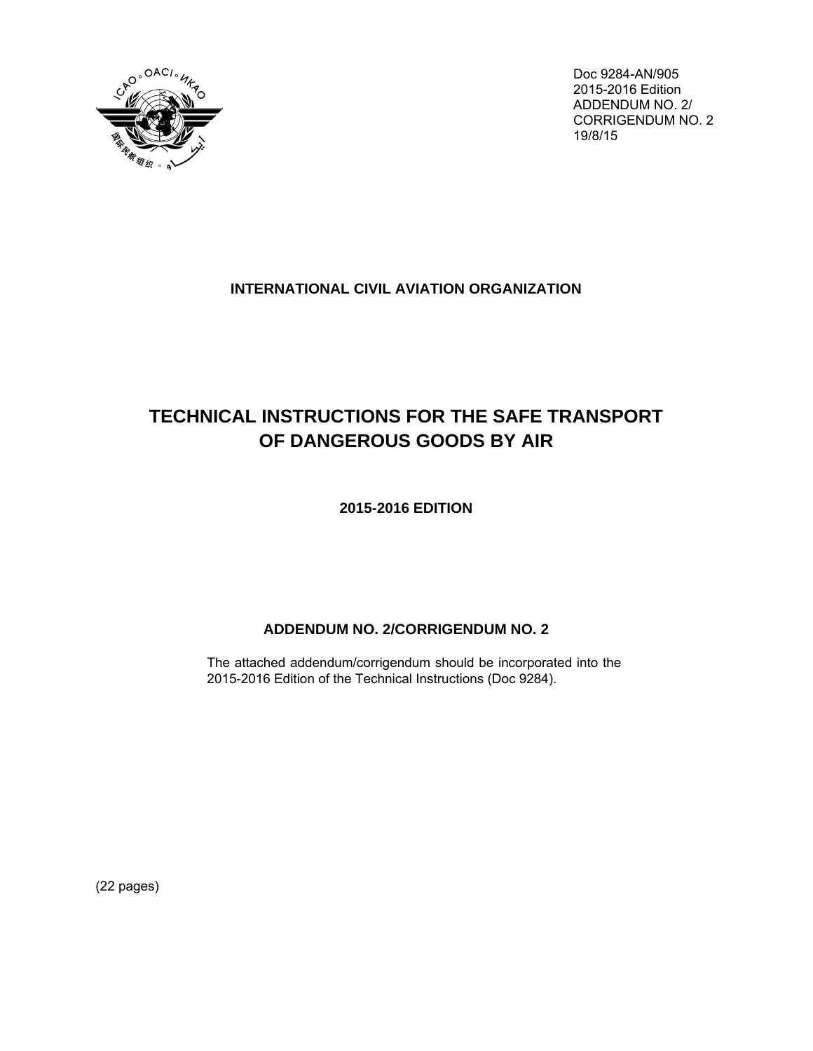Doc 9284-AN/905
2015-2016 Edition
ADDENDUM NO. 2/
CORRIGENDUM NO. 2
19/8/15

**INTERNATIONAL CIVIL AVIATION ORGANIZATION**

# TECHNICAL INSTRUCTIONS FOR THE SAFE TRANSPORT OF DANGEROUS GOODS BY AIR

**2015-2016 EDITION**

## ADDENDUM NO. 2/CORRIGENDUM NO. 2

The attached addendum/corrigendum should be incorporated into the 2015-2016 Edition of the Technical Instructions (Doc 9284).

(22 pages)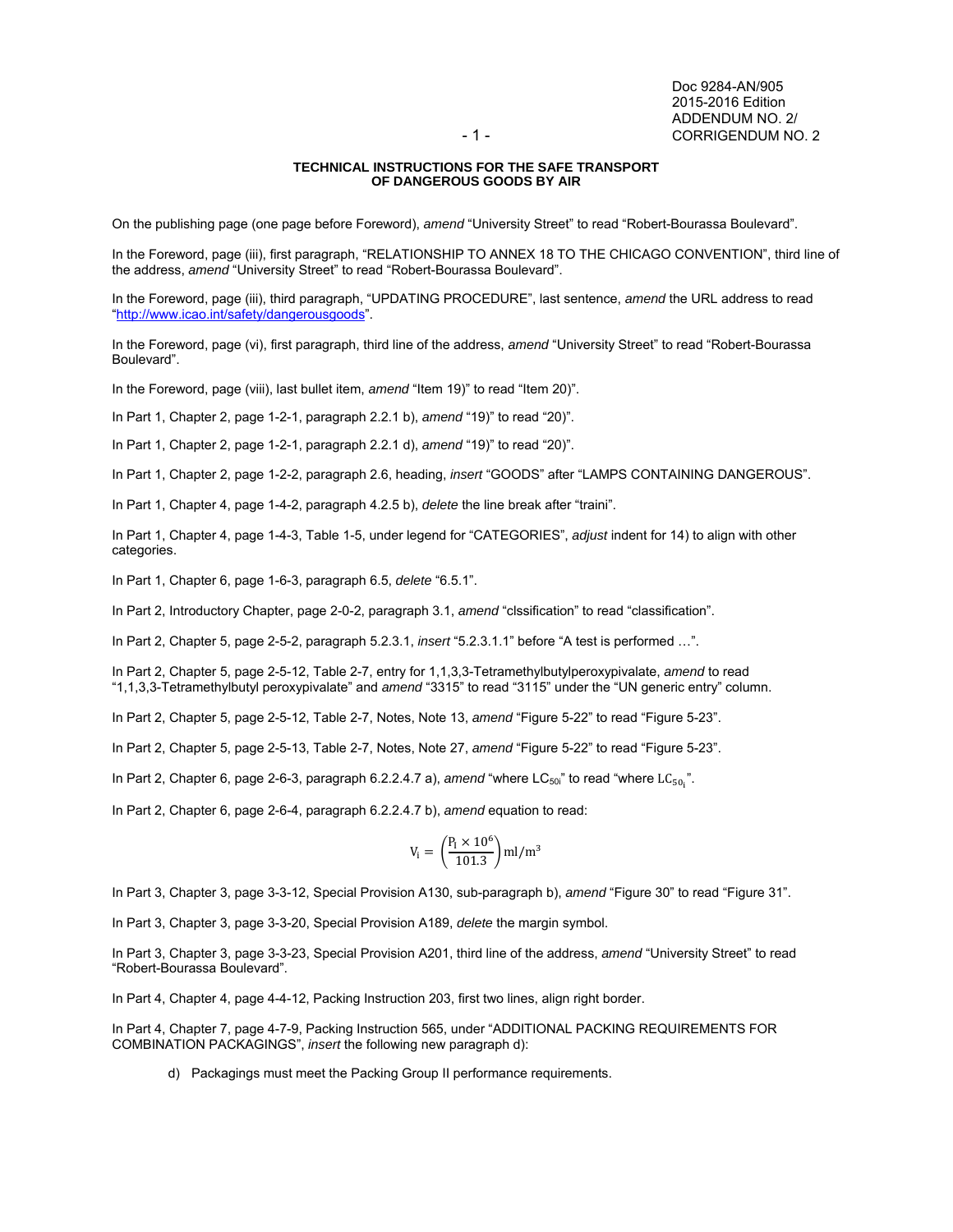Doc 9284-AN/905
2015-2016 Edition
ADDENDUM NO. 2/
CORRIGENDUM NO. 2

**TECHNICAL INSTRUCTIONS FOR THE SAFE TRANSPORT OF DANGEROUS GOODS BY AIR**

On the publishing page (one page before Foreword), *amend* "University Street" to read "Robert-Bourassa Boulevard".

In the Foreword, page (iii), first paragraph, "RELATIONSHIP TO ANNEX 18 TO THE CHICAGO CONVENTION", third line of the address, *amend* "University Street" to read "Robert-Bourassa Boulevard".

In the Foreword, page (iii), third paragraph, "UPDATING PROCEDURE", last sentence, *amend* the URL address to read "http://www.icao.int/safety/dangerousgoods".

In the Foreword, page (vi), first paragraph, third line of the address, *amend* "University Street" to read "Robert-Bourassa Boulevard".

In the Foreword, page (viii), last bullet item, *amend* "Item 19)" to read "Item 20)".

In Part 1, Chapter 2, page 1-2-1, paragraph 2.2.1 b), *amend* "19)" to read "20)".

In Part 1, Chapter 2, page 1-2-1, paragraph 2.2.1 d), *amend* "19)" to read "20)".

In Part 1, Chapter 2, page 1-2-2, paragraph 2.6, heading, *insert* "GOODS" after "LAMPS CONTAINING DANGEROUS".

In Part 1, Chapter 4, page 1-4-2, paragraph 4.2.5 b), *delete* the line break after "traini".

In Part 1, Chapter 4, page 1-4-3, Table 1-5, under legend for "CATEGORIES", *adjust* indent for 14) to align with other categories.

In Part 1, Chapter 6, page 1-6-3, paragraph 6.5, *delete* "6.5.1".

In Part 2, Introductory Chapter, page 2-0-2, paragraph 3.1, *amend* "clssification" to read "classification".

In Part 2, Chapter 5, page 2-5-2, paragraph 5.2.3.1, *insert* "5.2.3.1.1" before "A test is performed …".

In Part 2, Chapter 5, page 2-5-12, Table 2-7, entry for 1,1,3,3-Tetramethylbutylperoxypivalate, *amend* to read "1,1,3,3-Tetramethylbutyl peroxypivalate" and *amend* "3315" to read "3115" under the "UN generic entry" column.

In Part 2, Chapter 5, page 2-5-12, Table 2-7, Notes, Note 13, *amend* "Figure 5-22" to read "Figure 5-23".

In Part 2, Chapter 5, page 2-5-13, Table 2-7, Notes, Note 27, *amend* "Figure 5-22" to read "Figure 5-23".

In Part 2, Chapter 6, page 2-6-3, paragraph 6.2.2.4.7 a), *amend* "where $LC_{50i}$" to read "where $LC_{50_i}$".

In Part 2, Chapter 6, page 2-6-4, paragraph 6.2.2.4.7 b), *amend* equation to read:

$$V_i = \left(\frac{P_i \times 10^6}{101.3}\right) ml/m^3$$

In Part 3, Chapter 3, page 3-3-12, Special Provision A130, sub-paragraph b), *amend* "Figure 30" to read "Figure 31".

In Part 3, Chapter 3, page 3-3-20, Special Provision A189, *delete* the margin symbol.

In Part 3, Chapter 3, page 3-3-23, Special Provision A201, third line of the address, *amend* "University Street" to read "Robert-Bourassa Boulevard".

In Part 4, Chapter 4, page 4-4-12, Packing Instruction 203, first two lines, align right border.

In Part 4, Chapter 7, page 4-7-9, Packing Instruction 565, under "ADDITIONAL PACKING REQUIREMENTS FOR COMBINATION PACKAGINGS", *insert* the following new paragraph d):

d) Packagings must meet the Packing Group II performance requirements.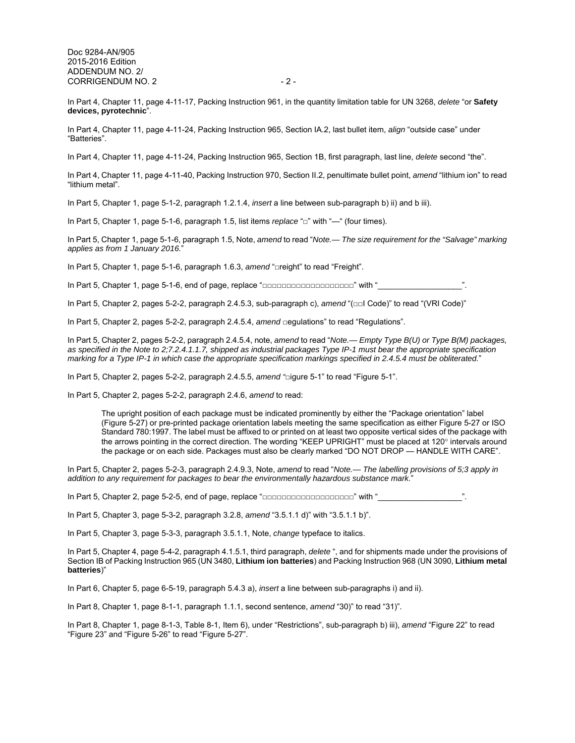In Part 4, Chapter 11, page 4-11-17, Packing Instruction 961, in the quantity limitation table for UN 3268, *delete* "or **Safety devices, pyrotechnic**".

In Part 4, Chapter 11, page 4-11-24, Packing Instruction 965, Section IA.2, last bullet item, *align* "outside case" under "Batteries".

In Part 4, Chapter 11, page 4-11-24, Packing Instruction 965, Section 1B, first paragraph, last line, *delete* second "the".

In Part 4, Chapter 11, page 4-11-40, Packing Instruction 970, Section II.2, penultimate bullet point, *amend* "lithium ion" to read "lithium metal".

In Part 5, Chapter 1, page 5-1-2, paragraph 1.2.1.4, *insert* a line between sub-paragraph b) ii) and b iii).

In Part 5, Chapter 1, page 5-1-6, paragraph 1.5, list items *replace* "□" with "—" (four times).

In Part 5, Chapter 1, page 5-1-6, paragraph 1.5, Note, *amend* to read "*Note.— The size requirement for the "Salvage" marking applies as from 1 January 2016.*"

In Part 5, Chapter 1, page 5-1-6, paragraph 1.6.3, *amend* "□reight" to read "Freight".

In Part 5, Chapter 1, page 5-1-6, end of page, replace "□□□□□□□□□□□□□□□□□□□" with "___________________".

In Part 5, Chapter 2, pages 5-2-2, paragraph 2.4.5.3, sub-paragraph c), *amend* "(□□I Code)" to read "(VRI Code)"

In Part 5, Chapter 2, pages 5-2-2, paragraph 2.4.5.4, *amend* □egulations" to read "Regulations".

In Part 5, Chapter 2, pages 5-2-2, paragraph 2.4.5.4, note, *amend* to read "*Note.— Empty Type B(U) or Type B(M) packages, as specified in the Note to 2;7.2.4.1.1.7, shipped as industrial packages Type IP-1 must bear the appropriate specification marking for a Type IP-1 in which case the appropriate specification markings specified in 2.4.5.4 must be obliterated.*"

In Part 5, Chapter 2, pages 5-2-2, paragraph 2.4.5.5, *amend* "□igure 5-1" to read "Figure 5-1".

In Part 5, Chapter 2, pages 5-2-2, paragraph 2.4.6, *amend* to read:

> The upright position of each package must be indicated prominently by either the "Package orientation" label (Figure 5-27) or pre-printed package orientation labels meeting the same specification as either Figure 5-27 or ISO Standard 780:1997. The label must be affixed to or printed on at least two opposite vertical sides of the package with the arrows pointing in the correct direction. The wording "KEEP UPRIGHT" must be placed at 120° intervals around the package or on each side. Packages must also be clearly marked "DO NOT DROP — HANDLE WITH CARE".

In Part 5, Chapter 2, pages 5-2-3, paragraph 2.4.9.3, Note, *amend* to read "*Note.— The labelling provisions of 5;3 apply in addition to any requirement for packages to bear the environmentally hazardous substance mark.*"

In Part 5, Chapter 2, page 5-2-5, end of page, replace "□□□□□□□□□□□□□□□□□□□" with "___________________".

In Part 5, Chapter 3, page 5-3-2, paragraph 3.2.8, *amend* "3.5.1.1 d)" with "3.5.1.1 b)".

In Part 5, Chapter 3, page 5-3-3, paragraph 3.5.1.1, Note, *change* typeface to italics.

In Part 5, Chapter 4, page 5-4-2, paragraph 4.1.5.1, third paragraph, *delete* ", and for shipments made under the provisions of Section IB of Packing Instruction 965 (UN 3480, **Lithium ion batteries**) and Packing Instruction 968 (UN 3090, **Lithium metal batteries**)"

In Part 6, Chapter 5, page 6-5-19, paragraph 5.4.3 a), *insert* a line between sub-paragraphs i) and ii).

In Part 8, Chapter 1, page 8-1-1, paragraph 1.1.1, second sentence, *amend* "30)" to read "31)".

In Part 8, Chapter 1, page 8-1-3, Table 8-1, Item 6), under "Restrictions", sub-paragraph b) iii), *amend* "Figure 22" to read "Figure 23" and "Figure 5-26" to read "Figure 5-27".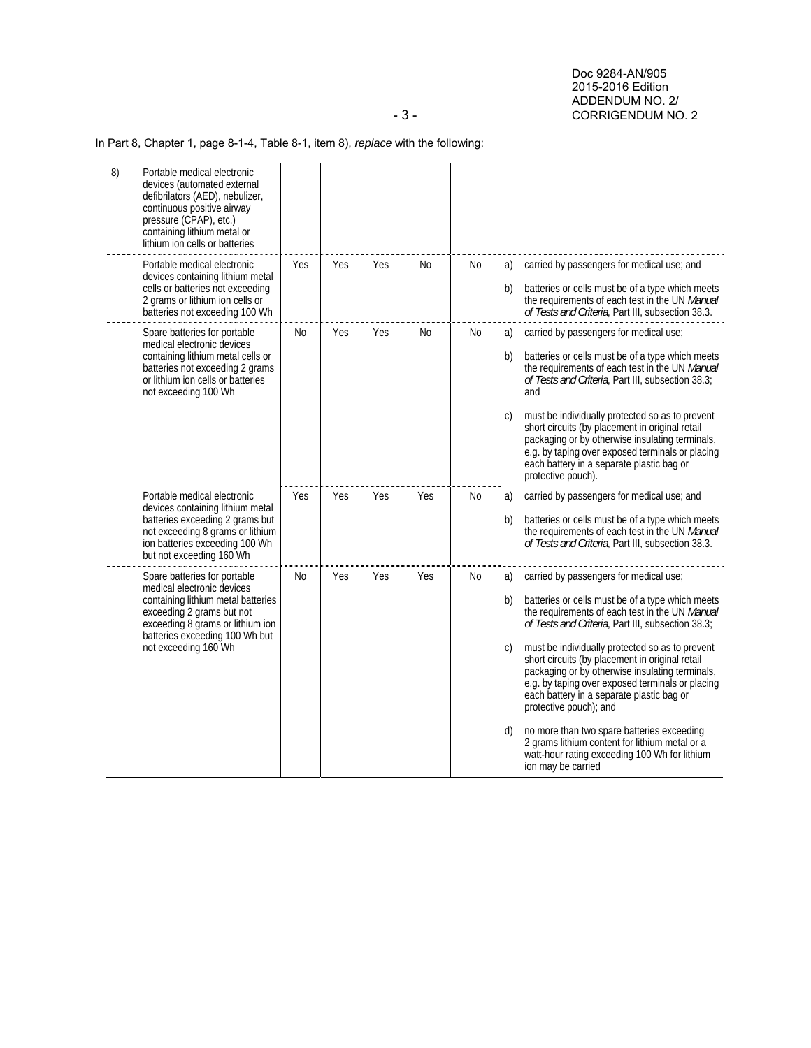In Part 8, Chapter 1, page 8-1-4, Table 8-1, item 8), *replace* with the following:

| | | | | | | | |
|---|---|---|---|---|---|---|---|
| 8) | Portable medical electronic devices (automated external defibrilators (AED), nebulizer, continuous positive airway pressure (CPAP), etc.) containing lithium metal or lithium ion cells or batteries | | | | | | |
| | Portable medical electronic devices containing lithium metal cells or batteries not exceeding 2 grams or lithium ion cells or batteries not exceeding 100 Wh | Yes | Yes | Yes | No | No | a) carried by passengers for medical use; and<br><br>b) batteries or cells must be of a type which meets the requirements of each test in the UN *Manual of Tests and Criteria*, Part III, subsection 38.3. |
| | Spare batteries for portable medical electronic devices containing lithium metal cells or batteries not exceeding 2 grams or lithium ion cells or batteries not exceeding 100 Wh | No | Yes | Yes | No | No | a) carried by passengers for medical use;<br><br>b) batteries or cells must be of a type which meets the requirements of each test in the UN *Manual of Tests and Criteria*, Part III, subsection 38.3; and<br><br>c) must be individually protected so as to prevent short circuits (by placement in original retail packaging or by otherwise insulating terminals, e.g. by taping over exposed terminals or placing each battery in a separate plastic bag or protective pouch). |
| | Portable medical electronic devices containing lithium metal batteries exceeding 2 grams but not exceeding 8 grams or lithium ion batteries exceeding 100 Wh but not exceeding 160 Wh | Yes | Yes | Yes | Yes | No | a) carried by passengers for medical use; and<br><br>b) batteries or cells must be of a type which meets the requirements of each test in the UN *Manual of Tests and Criteria*, Part III, subsection 38.3. |
| | Spare batteries for portable medical electronic devices containing lithium metal batteries exceeding 2 grams but not exceeding 8 grams or lithium ion batteries exceeding 100 Wh but not exceeding 160 Wh | No | Yes | Yes | Yes | No | a) carried by passengers for medical use;<br><br>b) batteries or cells must be of a type which meets the requirements of each test in the UN *Manual of Tests and Criteria*, Part III, subsection 38.3;<br><br>c) must be individually protected so as to prevent short circuits (by placement in original retail packaging or by otherwise insulating terminals, e.g. by taping over exposed terminals or placing each battery in a separate plastic bag or protective pouch); and<br><br>d) no more than two spare batteries exceeding 2 grams lithium content for lithium metal or a watt-hour rating exceeding 100 Wh for lithium ion may be carried |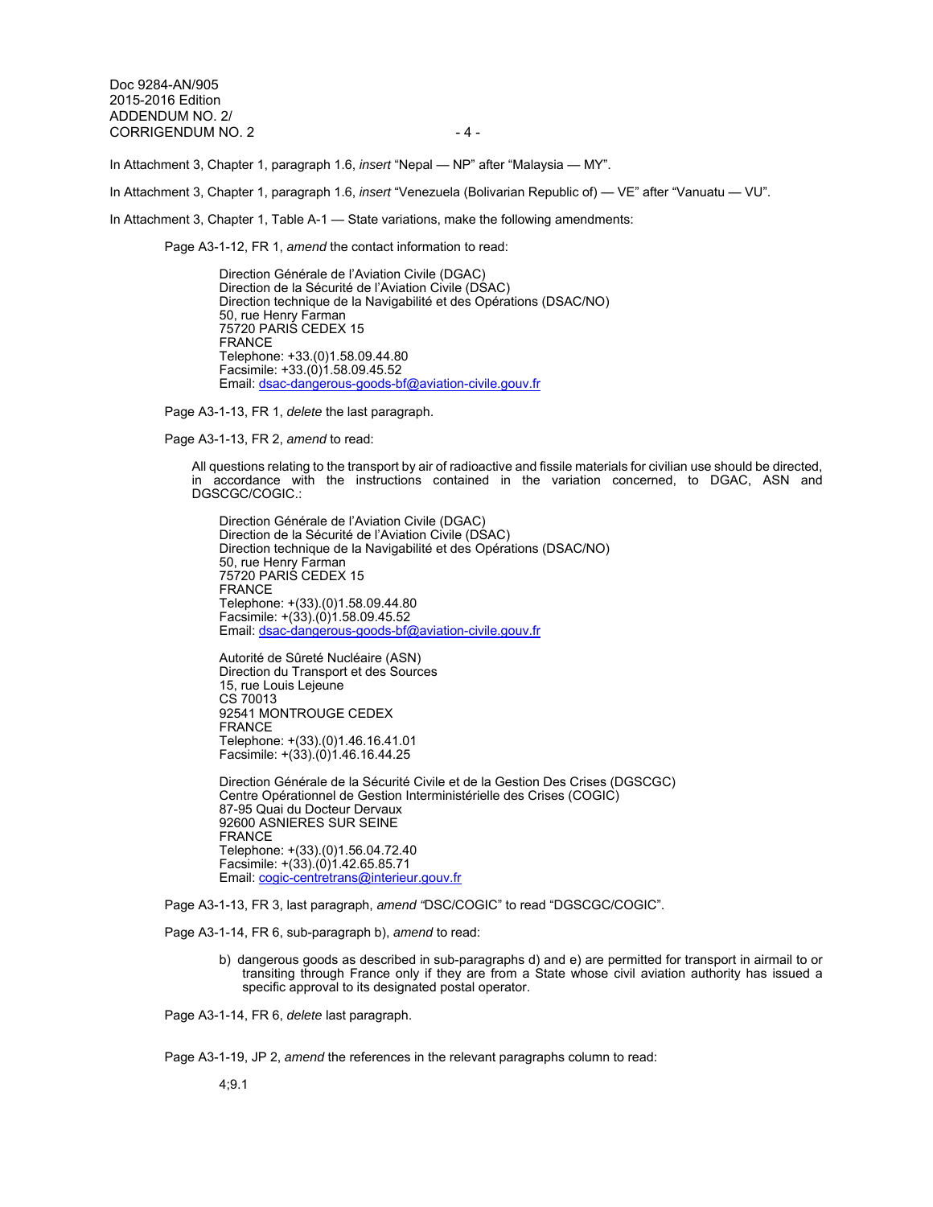In Attachment 3, Chapter 1, paragraph 1.6, *insert* “Nepal — NP” after “Malaysia — MY”.

In Attachment 3, Chapter 1, paragraph 1.6, *insert* “Venezuela (Bolivarian Republic of) — VE” after “Vanuatu — VU”.

In Attachment 3, Chapter 1, Table A-1 — State variations, make the following amendments:

Page A3-1-12, FR 1, *amend* the contact information to read:

> Direction Générale de l’Aviation Civile (DGAC)
> Direction de la Sécurité de l’Aviation Civile (DSAC)
> Direction technique de la Navigabilité et des Opérations (DSAC/NO)
> 50, rue Henry Farman
> 75720 PARIS CEDEX 15
> FRANCE
> Telephone: +33.(0)1.58.09.44.80
> Facsimile: +33.(0)1.58.09.45.52
> Email: dsac-dangerous-goods-bf@aviation-civile.gouv.fr

Page A3-1-13, FR 1, *delete* the last paragraph.

Page A3-1-13, FR 2, *amend* to read:

> All questions relating to the transport by air of radioactive and fissile materials for civilian use should be directed, in accordance with the instructions contained in the variation concerned, to DGAC, ASN and DGSCGC/COGIC.:
>
> Direction Générale de l’Aviation Civile (DGAC)
> Direction de la Sécurité de l’Aviation Civile (DSAC)
> Direction technique de la Navigabilité et des Opérations (DSAC/NO)
> 50, rue Henry Farman
> 75720 PARIS CEDEX 15
> FRANCE
> Telephone: +(33).(0)1.58.09.44.80
> Facsimile: +(33).(0)1.58.09.45.52
> Email: dsac-dangerous-goods-bf@aviation-civile.gouv.fr
>
> Autorité de Sûreté Nucléaire (ASN)
> Direction du Transport et des Sources
> 15, rue Louis Lejeune
> CS 70013
> 92541 MONTROUGE CEDEX
> FRANCE
> Telephone: +(33).(0)1.46.16.41.01
> Facsimile: +(33).(0)1.46.16.44.25
>
> Direction Générale de la Sécurité Civile et de la Gestion Des Crises (DGSCGC)
> Centre Opérationnel de Gestion Interministérielle des Crises (COGIC)
> 87-95 Quai du Docteur Dervaux
> 92600 ASNIERES SUR SEINE
> FRANCE
> Telephone: +(33).(0)1.56.04.72.40
> Facsimile: +(33).(0)1.42.65.85.71
> Email: cogic-centretrans@interieur.gouv.fr

Page A3-1-13, FR 3, last paragraph, *amend* “DSC/COGIC” to read “DGSCGC/COGIC”.

Page A3-1-14, FR 6, sub-paragraph b), *amend* to read:

> b) dangerous goods as described in sub-paragraphs d) and e) are permitted for transport in airmail to or transiting through France only if they are from a State whose civil aviation authority has issued a specific approval to its designated postal operator.

Page A3-1-14, FR 6, *delete* last paragraph.

Page A3-1-19, JP 2, *amend* the references in the relevant paragraphs column to read:

> 4;9.1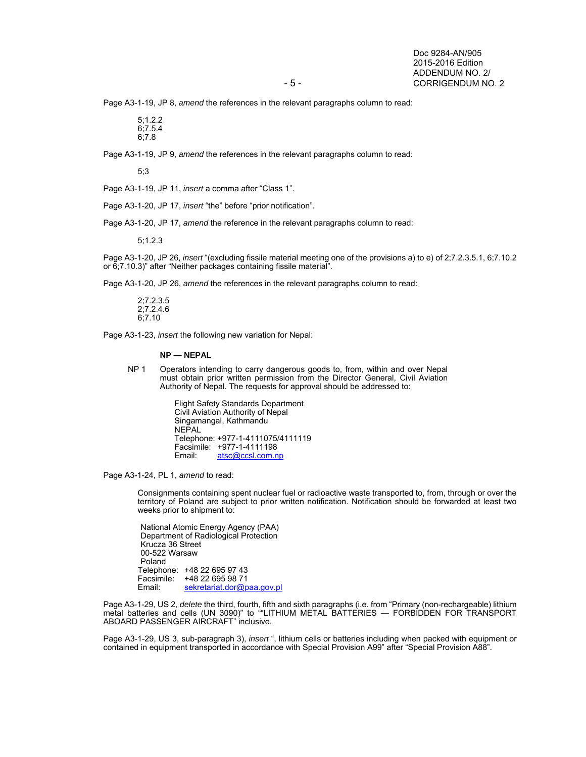Page A3-1-19, JP 8, *amend* the references in the relevant paragraphs column to read:

5;1.2.2
6;7.5.4
6;7.8

Page A3-1-19, JP 9, *amend* the references in the relevant paragraphs column to read:

5;3

Page A3-1-19, JP 11, *insert* a comma after "Class 1".

Page A3-1-20, JP 17, *insert* "the" before "prior notification".

Page A3-1-20, JP 17, *amend* the reference in the relevant paragraphs column to read:

5;1.2.3

Page A3-1-20, JP 26, *insert* "(excluding fissile material meeting one of the provisions a) to e) of 2;7.2.3.5.1, 6;7.10.2 or 6;7.10.3)" after "Neither packages containing fissile material".

Page A3-1-20, JP 26, *amend* the references in the relevant paragraphs column to read:

2;7.2.3.5
2;7.2.4.6
6;7.10

Page A3-1-23, *insert* the following new variation for Nepal:

**NP — NEPAL**

NP 1 Operators intending to carry dangerous goods to, from, within and over Nepal must obtain prior written permission from the Director General, Civil Aviation Authority of Nepal. The requests for approval should be addressed to:

Flight Safety Standards Department
Civil Aviation Authority of Nepal
Singamangal, Kathmandu
NEPAL
Telephone: +977-1-4111075/4111119
Facsimile: +977-1-4111198
Email: atsc@ccsl.com.np

Page A3-1-24, PL 1, *amend* to read:

Consignments containing spent nuclear fuel or radioactive waste transported to, from, through or over the territory of Poland are subject to prior written notification. Notification should be forwarded at least two weeks prior to shipment to:

National Atomic Energy Agency (PAA)
Department of Radiological Protection
Krucza 36 Street
00-522 Warsaw
Poland
Telephone: +48 22 695 97 43
Facsimile: +48 22 695 98 71
Email: sekretariat.dor@paa.gov.pl

Page A3-1-29, US 2, *delete* the third, fourth, fifth and sixth paragraphs (i.e. from "Primary (non-rechargeable) lithium metal batteries and cells (UN 3090)" to ""LITHIUM METAL BATTERIES — FORBIDDEN FOR TRANSPORT ABOARD PASSENGER AIRCRAFT" inclusive.

Page A3-1-29, US 3, sub-paragraph 3), *insert* ", lithium cells or batteries including when packed with equipment or contained in equipment transported in accordance with Special Provision A99" after "Special Provision A88".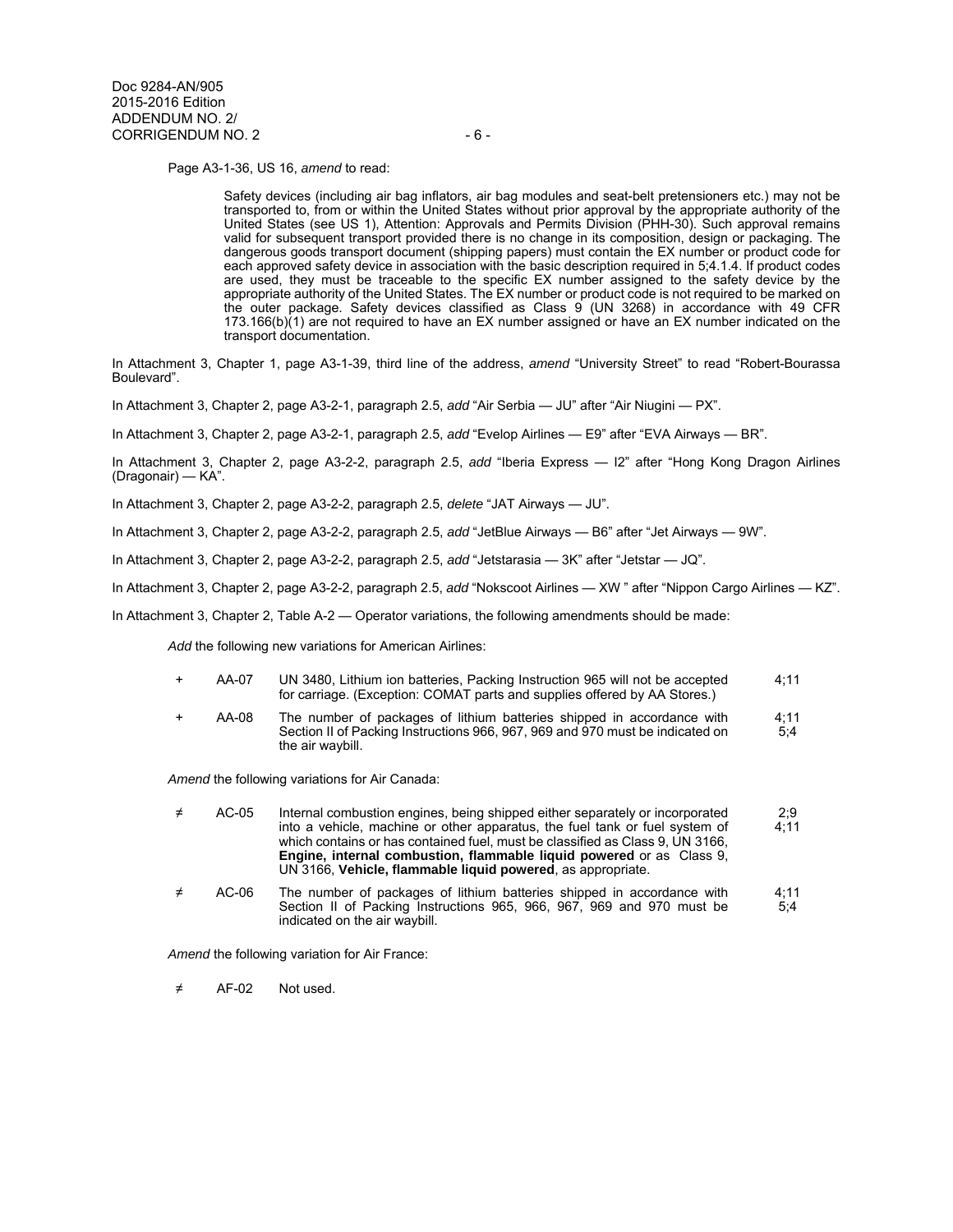Page A3-1-36, US 16, *amend* to read:

> Safety devices (including air bag inflators, air bag modules and seat-belt pretensioners etc.) may not be transported to, from or within the United States without prior approval by the appropriate authority of the United States (see US 1), Attention: Approvals and Permits Division (PHH-30). Such approval remains valid for subsequent transport provided there is no change in its composition, design or packaging. The dangerous goods transport document (shipping papers) must contain the EX number or product code for each approved safety device in association with the basic description required in 5;4.1.4. If product codes are used, they must be traceable to the specific EX number assigned to the safety device by the appropriate authority of the United States. The EX number or product code is not required to be marked on the outer package. Safety devices classified as Class 9 (UN 3268) in accordance with 49 CFR 173.166(b)(1) are not required to have an EX number assigned or have an EX number indicated on the transport documentation.

In Attachment 3, Chapter 1, page A3-1-39, third line of the address, *amend* "University Street" to read "Robert-Bourassa Boulevard".

In Attachment 3, Chapter 2, page A3-2-1, paragraph 2.5, *add* "Air Serbia — JU" after "Air Niugini — PX".

In Attachment 3, Chapter 2, page A3-2-1, paragraph 2.5, *add* "Evelop Airlines — E9" after "EVA Airways — BR".

In Attachment 3, Chapter 2, page A3-2-2, paragraph 2.5, *add* "Iberia Express — I2" after "Hong Kong Dragon Airlines (Dragonair) — KA".

In Attachment 3, Chapter 2, page A3-2-2, paragraph 2.5, *delete* "JAT Airways — JU".

In Attachment 3, Chapter 2, page A3-2-2, paragraph 2.5, *add* "JetBlue Airways — B6" after "Jet Airways — 9W".

In Attachment 3, Chapter 2, page A3-2-2, paragraph 2.5, *add* "Jetstarasia — 3K" after "Jetstar — JQ".

In Attachment 3, Chapter 2, page A3-2-2, paragraph 2.5, *add* "Nokscoot Airlines — XW " after "Nippon Cargo Airlines — KZ".

In Attachment 3, Chapter 2, Table A-2 — Operator variations, the following amendments should be made:

*Add* the following new variations for American Airlines:

| | | | |
|---|---|---|---|
| + | AA-07 | UN 3480, Lithium ion batteries, Packing Instruction 965 will not be accepted for carriage. (Exception: COMAT parts and supplies offered by AA Stores.) | 4;11 |
| + | AA-08 | The number of packages of lithium batteries shipped in accordance with Section II of Packing Instructions 966, 967, 969 and 970 must be indicated on the air waybill. | 4;11<br>5;4 |

*Amend* the following variations for Air Canada:

| | | | |
|---|---|---|---|
| ≠ | AC-05 | Internal combustion engines, being shipped either separately or incorporated into a vehicle, machine or other apparatus, the fuel tank or fuel system of which contains or has contained fuel, must be classified as Class 9, UN 3166, **Engine, internal combustion, flammable liquid powered** or as Class 9, UN 3166, **Vehicle, flammable liquid powered**, as appropriate. | 2;9<br>4;11 |
| ≠ | AC-06 | The number of packages of lithium batteries shipped in accordance with Section II of Packing Instructions 965, 966, 967, 969 and 970 must be indicated on the air waybill. | 4;11<br>5;4 |

*Amend* the following variation for Air France:

| | | |
|---|---|---|
| ≠ | AF-02 | Not used. |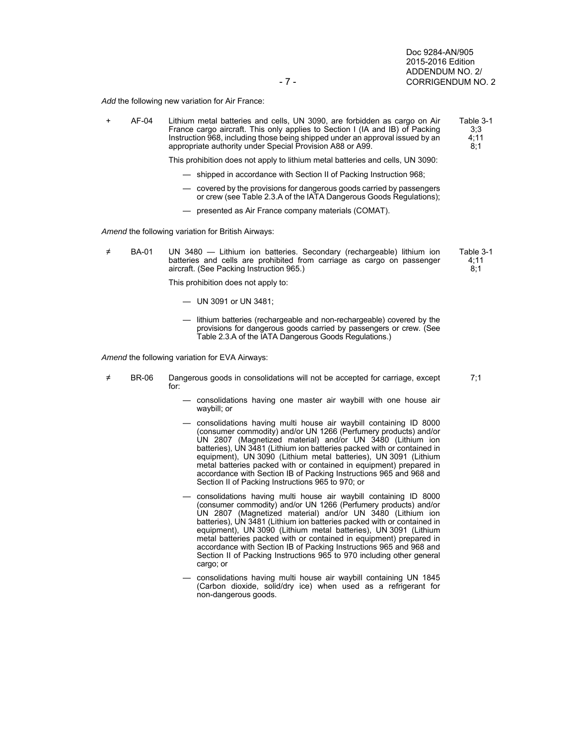*Add* the following new variation for Air France:

| | | | |
|---|---|---|---|
| + | AF-04 | Lithium metal batteries and cells, UN 3090, are forbidden as cargo on Air France cargo aircraft. This only applies to Section I (IA and IB) of Packing Instruction 968, including those being shipped under an approval issued by an appropriate authority under Special Provision A88 or A99. | Table 3-1<br>3;3<br>4;11<br>8;1 |

This prohibition does not apply to lithium metal batteries and cells, UN 3090:

- — shipped in accordance with Section II of Packing Instruction 968;
- — covered by the provisions for dangerous goods carried by passengers or crew (see Table 2.3.A of the IATA Dangerous Goods Regulations);
- — presented as Air France company materials (COMAT).

*Amend* the following variation for British Airways:

| | | | |
|---|---|---|---|
| ≠ | BA-01 | UN 3480 — Lithium ion batteries. Secondary (rechargeable) lithium ion batteries and cells are prohibited from carriage as cargo on passenger aircraft. (See Packing Instruction 965.) | Table 3-1<br>4;11<br>8;1 |

This prohibition does not apply to:

- — UN 3091 or UN 3481;
- — lithium batteries (rechargeable and non-rechargeable) covered by the provisions for dangerous goods carried by passengers or crew. (See Table 2.3.A of the IATA Dangerous Goods Regulations.)

*Amend* the following variation for EVA Airways:

| | | | |
|---|---|---|---|
| ≠ | BR-06 | Dangerous goods in consolidations will not be accepted for carriage, except for: | 7;1 |

- — consolidations having one master air waybill with one house air waybill; or
- — consolidations having multi house air waybill containing ID 8000 (consumer commodity) and/or UN 1266 (Perfumery products) and/or UN 2807 (Magnetized material) and/or UN 3480 (Lithium ion batteries), UN 3481 (Lithium ion batteries packed with or contained in equipment), UN 3090 (Lithium metal batteries), UN 3091 (Lithium metal batteries packed with or contained in equipment) prepared in accordance with Section IB of Packing Instructions 965 and 968 and Section II of Packing Instructions 965 to 970; or
- — consolidations having multi house air waybill containing ID 8000 (consumer commodity) and/or UN 1266 (Perfumery products) and/or UN 2807 (Magnetized material) and/or UN 3480 (Lithium ion batteries), UN 3481 (Lithium ion batteries packed with or contained in equipment), UN 3090 (Lithium metal batteries), UN 3091 (Lithium metal batteries packed with or contained in equipment) prepared in accordance with Section IB of Packing Instructions 965 and 968 and Section II of Packing Instructions 965 to 970 including other general cargo; or
- — consolidations having multi house air waybill containing UN 1845 (Carbon dioxide, solid/dry ice) when used as a refrigerant for non-dangerous goods.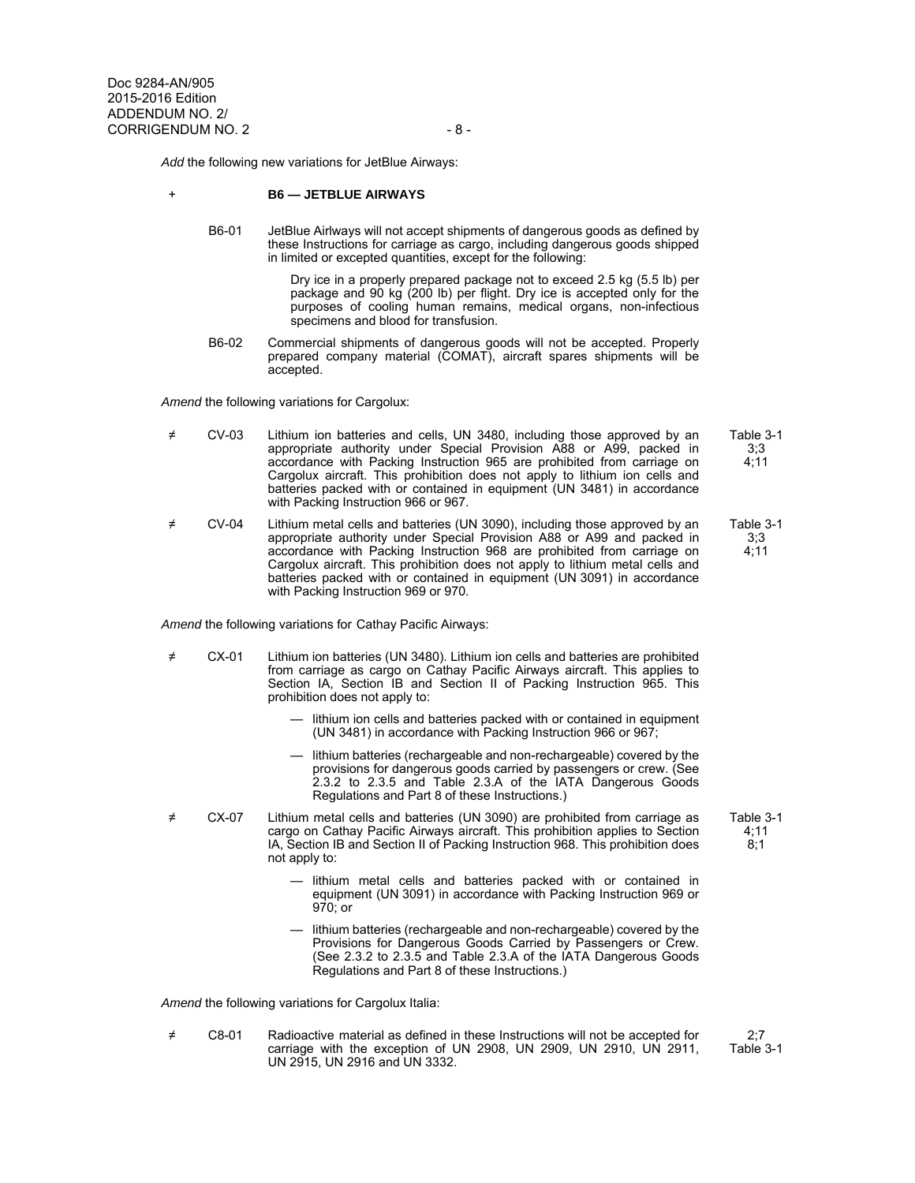*Add* the following new variations for JetBlue Airways:

+ **B6 — JETBLUE AIRWAYS**

B6-01 JetBlue Airways will not accept shipments of dangerous goods as defined by these Instructions for carriage as cargo, including dangerous goods shipped in limited or excepted quantities, except for the following:

> Dry ice in a properly prepared package not to exceed 2.5 kg (5.5 lb) per package and 90 kg (200 lb) per flight. Dry ice is accepted only for the purposes of cooling human remains, medical organs, non-infectious specimens and blood for transfusion.

B6-02 Commercial shipments of dangerous goods will not be accepted. Properly prepared company material (COMAT), aircraft spares shipments will be accepted.

*Amend* the following variations for Cargolux:

≠ CV-03 Lithium ion batteries and cells, UN 3480, including those approved by an appropriate authority under Special Provision A88 or A99, packed in accordance with Packing Instruction 965 are prohibited from carriage on Cargolux aircraft. This prohibition does not apply to lithium ion cells and batteries packed with or contained in equipment (UN 3481) in accordance with Packing Instruction 966 or 967. — Table 3-1; 3;3; 4;11

≠ CV-04 Lithium metal cells and batteries (UN 3090), including those approved by an appropriate authority under Special Provision A88 or A99 and packed in accordance with Packing Instruction 968 are prohibited from carriage on Cargolux aircraft. This prohibition does not apply to lithium metal cells and batteries packed with or contained in equipment (UN 3091) in accordance with Packing Instruction 969 or 970. — Table 3-1; 3;3; 4;11

*Amend* the following variations for Cathay Pacific Airways:

≠ CX-01 Lithium ion batteries (UN 3480). Lithium ion cells and batteries are prohibited from carriage as cargo on Cathay Pacific Airways aircraft. This applies to Section IA, Section IB and Section II of Packing Instruction 965. This prohibition does not apply to:

- lithium ion cells and batteries packed with or contained in equipment (UN 3481) in accordance with Packing Instruction 966 or 967;
- lithium batteries (rechargeable and non-rechargeable) covered by the provisions for dangerous goods carried by passengers or crew. (See 2.3.2 to 2.3.5 and Table 2.3.A of the IATA Dangerous Goods Regulations and Part 8 of these Instructions.)

≠ CX-07 Lithium metal cells and batteries (UN 3090) are prohibited from carriage as cargo on Cathay Pacific Airways aircraft. This prohibition applies to Section IA, Section IB and Section II of Packing Instruction 968. This prohibition does not apply to: — Table 3-1; 4;11; 8;1

- lithium metal cells and batteries packed with or contained in equipment (UN 3091) in accordance with Packing Instruction 969 or 970; or
- lithium batteries (rechargeable and non-rechargeable) covered by the Provisions for Dangerous Goods Carried by Passengers or Crew. (See 2.3.2 to 2.3.5 and Table 2.3.A of the IATA Dangerous Goods Regulations and Part 8 of these Instructions.)

*Amend* the following variations for Cargolux Italia:

≠ C8-01 Radioactive material as defined in these Instructions will not be accepted for carriage with the exception of UN 2908, UN 2909, UN 2910, UN 2911, UN 2915, UN 2916 and UN 3332. — 2;7; Table 3-1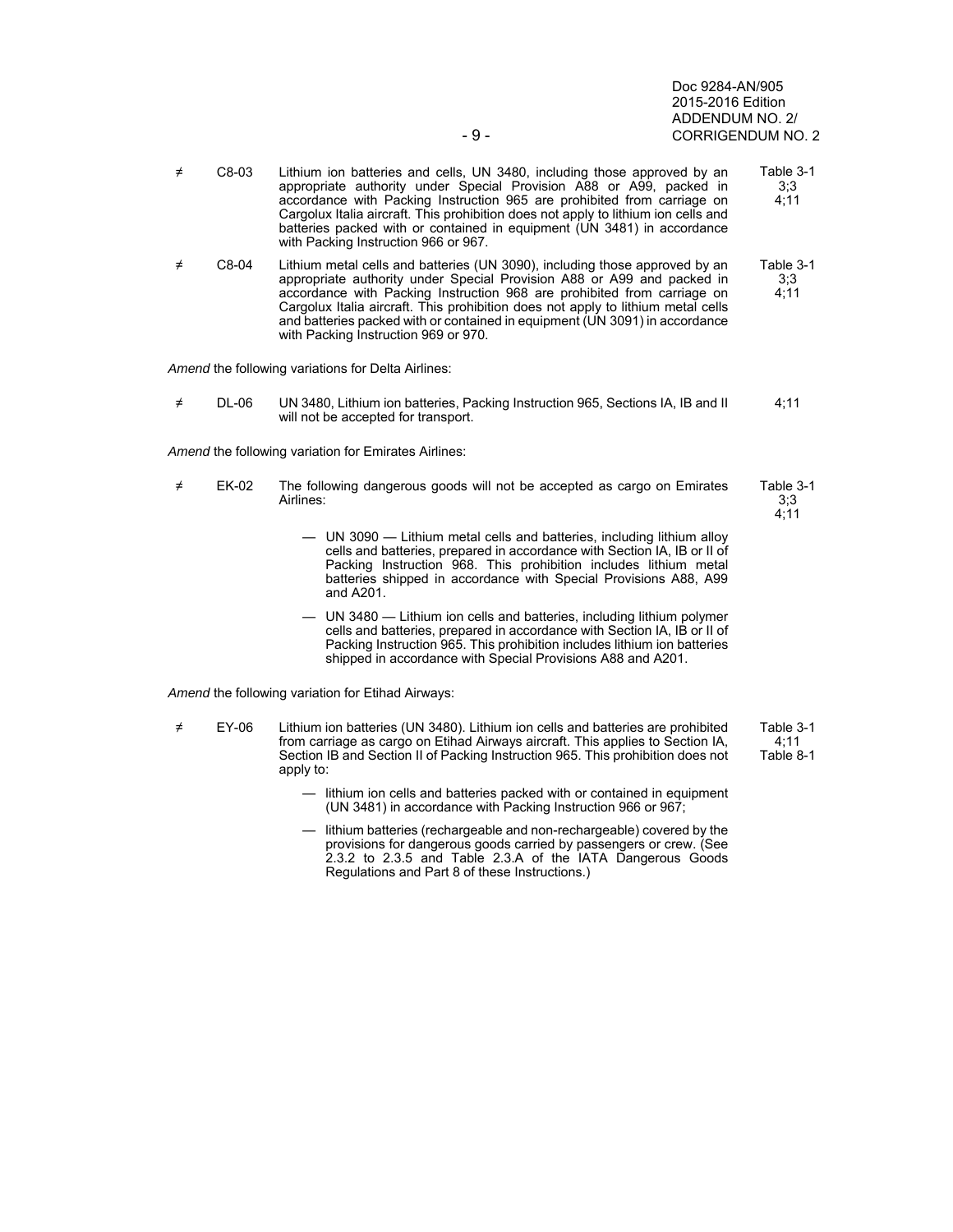| | | | |
|---|---|---|---|
| ≠ | C8-03 | Lithium ion batteries and cells, UN 3480, including those approved by an appropriate authority under Special Provision A88 or A99, packed in accordance with Packing Instruction 965 are prohibited from carriage on Cargolux Italia aircraft. This prohibition does not apply to lithium ion cells and batteries packed with or contained in equipment (UN 3481) in accordance with Packing Instruction 966 or 967. | Table 3-1<br>3;3<br>4;11 |
| ≠ | C8-04 | Lithium metal cells and batteries (UN 3090), including those approved by an appropriate authority under Special Provision A88 or A99 and packed in accordance with Packing Instruction 968 are prohibited from carriage on Cargolux Italia aircraft. This prohibition does not apply to lithium metal cells and batteries packed with or contained in equipment (UN 3091) in accordance with Packing Instruction 969 or 970. | Table 3-1<br>3;3<br>4;11 |

*Amend* the following variations for Delta Airlines:

| | | | |
|---|---|---|---|
| ≠ | DL-06 | UN 3480, Lithium ion batteries, Packing Instruction 965, Sections IA, IB and II will not be accepted for transport. | 4;11 |

*Amend* the following variation for Emirates Airlines:

| | | | |
|---|---|---|---|
| ≠ | EK-02 | The following dangerous goods will not be accepted as cargo on Emirates Airlines:<br><br>— UN 3090 — Lithium metal cells and batteries, including lithium alloy cells and batteries, prepared in accordance with Section IA, IB or II of Packing Instruction 968. This prohibition includes lithium metal batteries shipped in accordance with Special Provisions A88, A99 and A201.<br><br>— UN 3480 — Lithium ion cells and batteries, including lithium polymer cells and batteries, prepared in accordance with Section IA, IB or II of Packing Instruction 965. This prohibition includes lithium ion batteries shipped in accordance with Special Provisions A88 and A201. | Table 3-1<br>3;3<br>4;11 |

*Amend* the following variation for Etihad Airways:

| | | | |
|---|---|---|---|
| ≠ | EY-06 | Lithium ion batteries (UN 3480). Lithium ion cells and batteries are prohibited from carriage as cargo on Etihad Airways aircraft. This applies to Section IA, Section IB and Section II of Packing Instruction 965. This prohibition does not apply to:<br><br>— lithium ion cells and batteries packed with or contained in equipment (UN 3481) in accordance with Packing Instruction 966 or 967;<br><br>— lithium batteries (rechargeable and non-rechargeable) covered by the provisions for dangerous goods carried by passengers or crew. (See 2.3.2 to 2.3.5 and Table 2.3.A of the IATA Dangerous Goods Regulations and Part 8 of these Instructions.) | Table 3-1<br>4;11<br>Table 8-1 |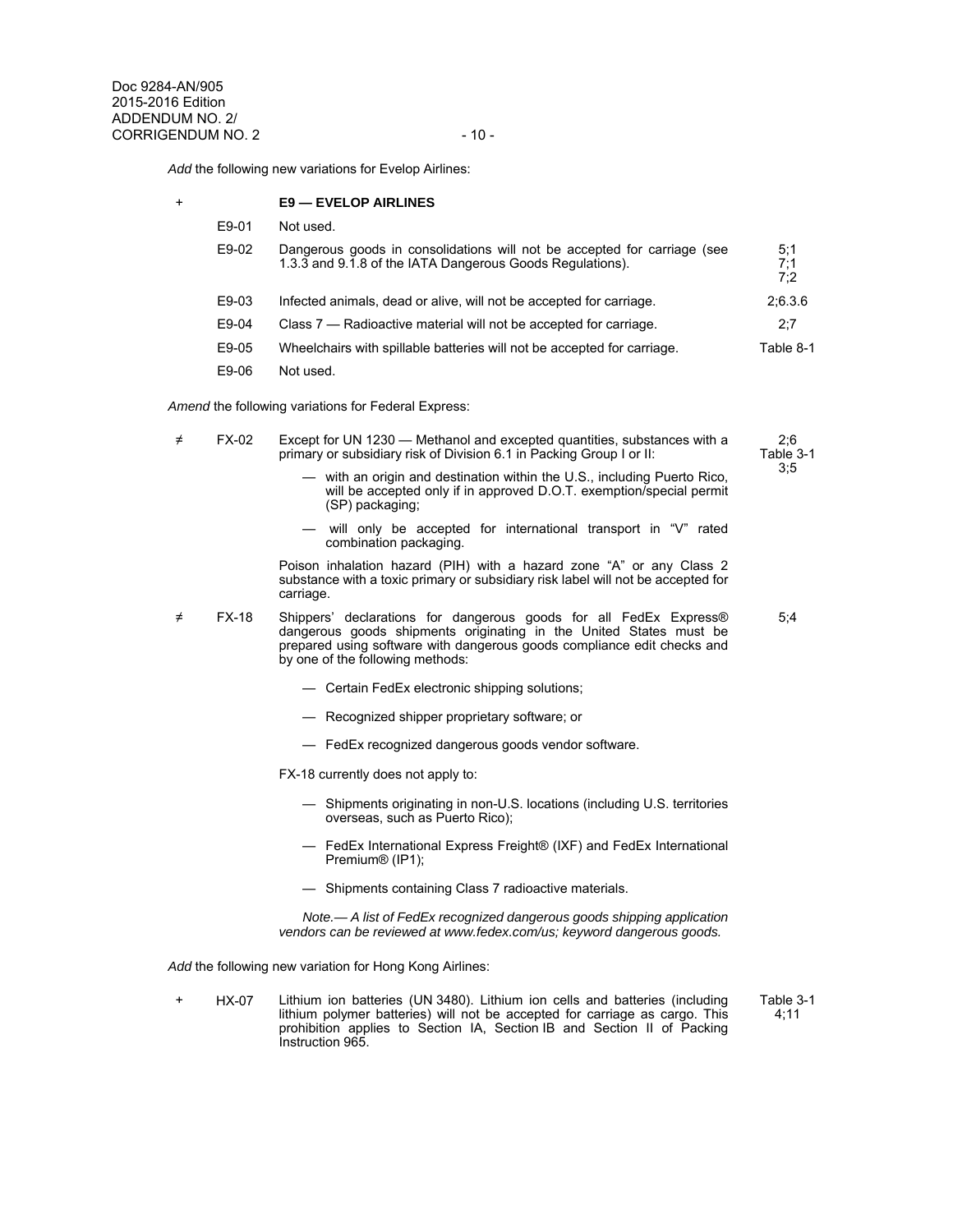*Add* the following new variations for Evelop Airlines:

| | | | |
|---|---|---|---|
| + | | **E9 — EVELOP AIRLINES** | |
| | E9-01 | Not used. | |
| | E9-02 | Dangerous goods in consolidations will not be accepted for carriage (see 1.3.3 and 9.1.8 of the IATA Dangerous Goods Regulations). | 5;1<br>7;1<br>7;2 |
| | E9-03 | Infected animals, dead or alive, will not be accepted for carriage. | 2;6.3.6 |
| | E9-04 | Class 7 — Radioactive material will not be accepted for carriage. | 2;7 |
| | E9-05 | Wheelchairs with spillable batteries will not be accepted for carriage. | Table 8-1 |
| | E9-06 | Not used. | |

*Amend* the following variations for Federal Express:

≠ FX-02 Except for UN 1230 — Methanol and excepted quantities, substances with a primary or subsidiary risk of Division 6.1 in Packing Group I or II: — 2;6 Table 3-1 3;5

- — with an origin and destination within the U.S., including Puerto Rico, will be accepted only if in approved D.O.T. exemption/special permit (SP) packaging;
- — will only be accepted for international transport in "V" rated combination packaging.

Poison inhalation hazard (PIH) with a hazard zone "A" or any Class 2 substance with a toxic primary or subsidiary risk label will not be accepted for carriage.

≠ FX-18 Shippers' declarations for dangerous goods for all FedEx Express® dangerous goods shipments originating in the United States must be prepared using software with dangerous goods compliance edit checks and by one of the following methods: — 5;4

- — Certain FedEx electronic shipping solutions;
- — Recognized shipper proprietary software; or
- — FedEx recognized dangerous goods vendor software.

FX-18 currently does not apply to:

- — Shipments originating in non-U.S. locations (including U.S. territories overseas, such as Puerto Rico);
- — FedEx International Express Freight® (IXF) and FedEx International Premium® (IP1);
- — Shipments containing Class 7 radioactive materials.

*Note.— A list of FedEx recognized dangerous goods shipping application vendors can be reviewed at www.fedex.com/us; keyword dangerous goods.*

*Add* the following new variation for Hong Kong Airlines:

+ HX-07 Lithium ion batteries (UN 3480). Lithium ion cells and batteries (including lithium polymer batteries) will not be accepted for carriage as cargo. This prohibition applies to Section IA, Section IB and Section II of Packing Instruction 965. — Table 3-1 4;11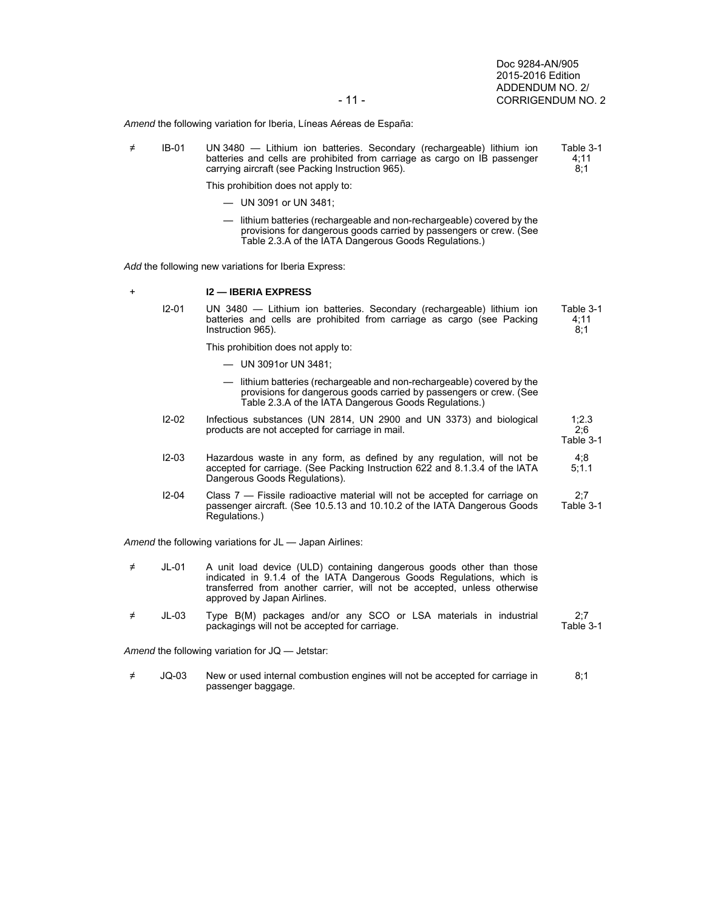*Amend* the following variation for Iberia, Líneas Aéreas de España:

| | | | |
|---|---|---|---|
| ≠ | IB-01 | UN 3480 — Lithium ion batteries. Secondary (rechargeable) lithium ion batteries and cells are prohibited from carriage as cargo on IB passenger carrying aircraft (see Packing Instruction 965).<br><br>This prohibition does not apply to:<br><br>— UN 3091 or UN 3481;<br><br>— lithium batteries (rechargeable and non-rechargeable) covered by the provisions for dangerous goods carried by passengers or crew. (See Table 2.3.A of the IATA Dangerous Goods Regulations.) | Table 3-1<br>4;11<br>8;1 |

*Add* the following new variations for Iberia Express:

| | | | |
|---|---|---|---|
| + | | **I2 — IBERIA EXPRESS** | |
| | I2-01 | UN 3480 — Lithium ion batteries. Secondary (rechargeable) lithium ion batteries and cells are prohibited from carriage as cargo (see Packing Instruction 965).<br><br>This prohibition does not apply to:<br><br>— UN 3091or UN 3481;<br><br>— lithium batteries (rechargeable and non-rechargeable) covered by the provisions for dangerous goods carried by passengers or crew. (See Table 2.3.A of the IATA Dangerous Goods Regulations.) | Table 3-1<br>4;11<br>8;1 |
| | I2-02 | Infectious substances (UN 2814, UN 2900 and UN 3373) and biological products are not accepted for carriage in mail. | 1;2.3<br>2;6<br>Table 3-1 |
| | I2-03 | Hazardous waste in any form, as defined by any regulation, will not be accepted for carriage. (See Packing Instruction 622 and 8.1.3.4 of the IATA Dangerous Goods Regulations). | 4;8<br>5;1.1 |
| | I2-04 | Class 7 — Fissile radioactive material will not be accepted for carriage on passenger aircraft. (See 10.5.13 and 10.10.2 of the IATA Dangerous Goods Regulations.) | 2;7<br>Table 3-1 |

*Amend* the following variations for JL — Japan Airlines:

| | | | |
|---|---|---|---|
| ≠ | JL-01 | A unit load device (ULD) containing dangerous goods other than those indicated in 9.1.4 of the IATA Dangerous Goods Regulations, which is transferred from another carrier, will not be accepted, unless otherwise approved by Japan Airlines. | |
| ≠ | JL-03 | Type B(M) packages and/or any SCO or LSA materials in industrial packagings will not be accepted for carriage. | 2;7<br>Table 3-1 |

*Amend* the following variation for JQ — Jetstar:

| | | | |
|---|---|---|---|
| ≠ | JQ-03 | New or used internal combustion engines will not be accepted for carriage in passenger baggage. | 8;1 |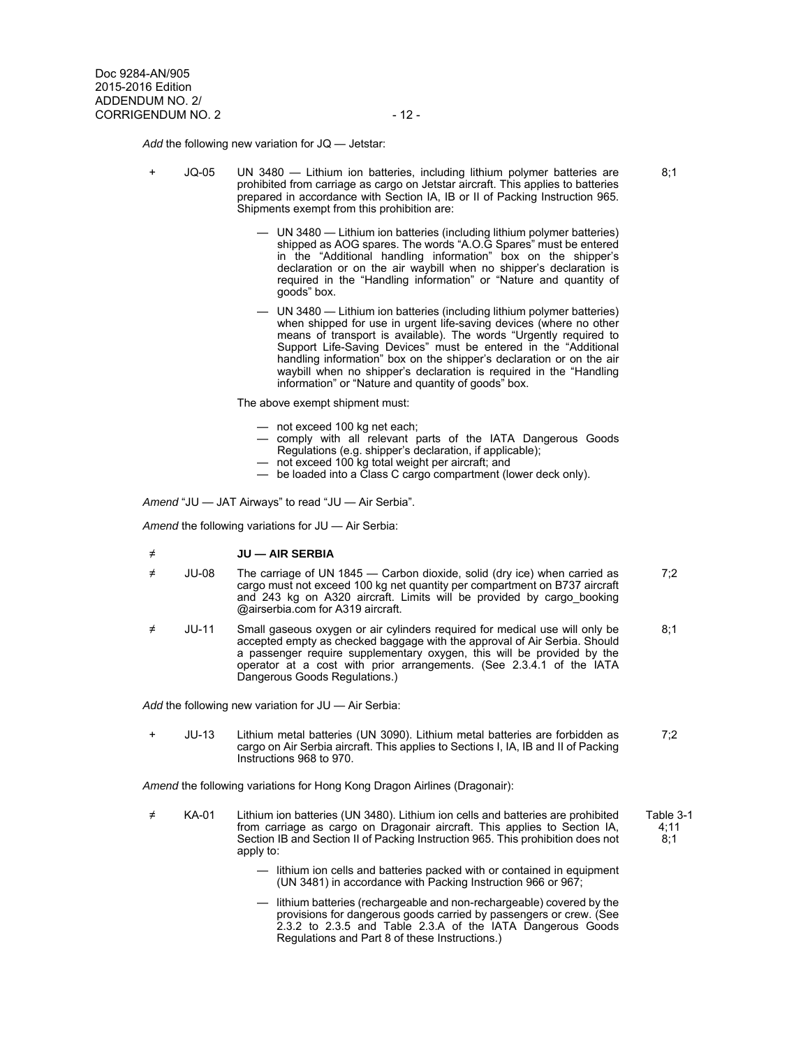*Add* the following new variation for JQ — Jetstar:

| | | | |
|---|---|---|---|
| + | JQ-05 | UN 3480 — Lithium ion batteries, including lithium polymer batteries are prohibited from carriage as cargo on Jetstar aircraft. This applies to batteries prepared in accordance with Section IA, IB or II of Packing Instruction 965. Shipments exempt from this prohibition are: | 8;1 |

- UN 3480 — Lithium ion batteries (including lithium polymer batteries) shipped as AOG spares. The words "A.O.G Spares" must be entered in the "Additional handling information" box on the shipper's declaration or on the air waybill when no shipper's declaration is required in the "Handling information" or "Nature and quantity of goods" box.
- UN 3480 — Lithium ion batteries (including lithium polymer batteries) when shipped for use in urgent life-saving devices (where no other means of transport is available). The words "Urgently required to Support Life-Saving Devices" must be entered in the "Additional handling information" box on the shipper's declaration or on the air waybill when no shipper's declaration is required in the "Handling information" or "Nature and quantity of goods" box.

The above exempt shipment must:

- not exceed 100 kg net each;
- comply with all relevant parts of the IATA Dangerous Goods Regulations (e.g. shipper's declaration, if applicable);
- not exceed 100 kg total weight per aircraft; and
- be loaded into a Class C cargo compartment (lower deck only).

*Amend* "JU — JAT Airways" to read "JU — Air Serbia".

*Amend* the following variations for JU — Air Serbia:

| | | | |
|---|---|---|---|
| ≠ | | **JU — AIR SERBIA** | |
| ≠ | JU-08 | The carriage of UN 1845 — Carbon dioxide, solid (dry ice) when carried as cargo must not exceed 100 kg net quantity per compartment on B737 aircraft and 243 kg on A320 aircraft. Limits will be provided by cargo_booking @airserbia.com for A319 aircraft. | 7;2 |
| ≠ | JU-11 | Small gaseous oxygen or air cylinders required for medical use will only be accepted empty as checked baggage with the approval of Air Serbia. Should a passenger require supplementary oxygen, this will be provided by the operator at a cost with prior arrangements. (See 2.3.4.1 of the IATA Dangerous Goods Regulations.) | 8;1 |

*Add* the following new variation for JU — Air Serbia:

| | | | |
|---|---|---|---|
| + | JU-13 | Lithium metal batteries (UN 3090). Lithium metal batteries are forbidden as cargo on Air Serbia aircraft. This applies to Sections I, IA, IB and II of Packing Instructions 968 to 970. | 7;2 |

*Amend* the following variations for Hong Kong Dragon Airlines (Dragonair):

| | | | |
|---|---|---|---|
| ≠ | KA-01 | Lithium ion batteries (UN 3480). Lithium ion cells and batteries are prohibited from carriage as cargo on Dragonair aircraft. This applies to Section IA, Section IB and Section II of Packing Instruction 965. This prohibition does not apply to: | Table 3-1<br>4;11<br>8;1 |

- lithium ion cells and batteries packed with or contained in equipment (UN 3481) in accordance with Packing Instruction 966 or 967;
- lithium batteries (rechargeable and non-rechargeable) covered by the provisions for dangerous goods carried by passengers or crew. (See 2.3.2 to 2.3.5 and Table 2.3.A of the IATA Dangerous Goods Regulations and Part 8 of these Instructions.)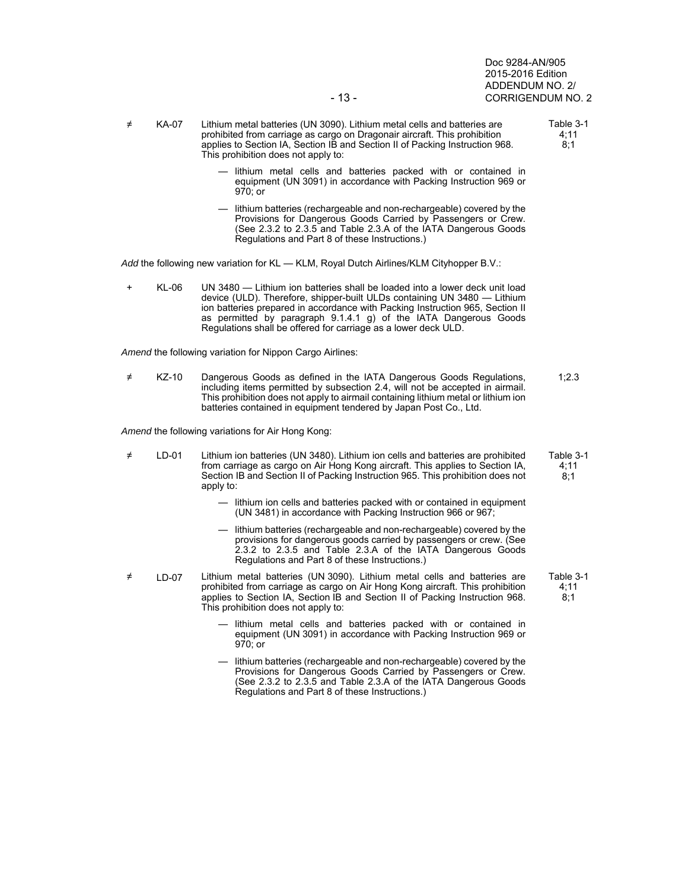≠ KA-07 Lithium metal batteries (UN 3090). Lithium metal cells and batteries are prohibited from carriage as cargo on Dragonair aircraft. This prohibition applies to Section IA, Section IB and Section II of Packing Instruction 968. This prohibition does not apply to: Table 3-1 4;11 8;1

— lithium metal cells and batteries packed with or contained in equipment (UN 3091) in accordance with Packing Instruction 969 or 970; or

— lithium batteries (rechargeable and non-rechargeable) covered by the Provisions for Dangerous Goods Carried by Passengers or Crew. (See 2.3.2 to 2.3.5 and Table 2.3.A of the IATA Dangerous Goods Regulations and Part 8 of these Instructions.)

*Add* the following new variation for KL — KLM, Royal Dutch Airlines/KLM Cityhopper B.V.:

\+ KL-06 UN 3480 — Lithium ion batteries shall be loaded into a lower deck unit load device (ULD). Therefore, shipper-built ULDs containing UN 3480 — Lithium ion batteries prepared in accordance with Packing Instruction 965, Section II as permitted by paragraph 9.1.4.1 g) of the IATA Dangerous Goods Regulations shall be offered for carriage as a lower deck ULD.

*Amend* the following variation for Nippon Cargo Airlines:

≠ KZ-10 Dangerous Goods as defined in the IATA Dangerous Goods Regulations, including items permitted by subsection 2.4, will not be accepted in airmail. This prohibition does not apply to airmail containing lithium metal or lithium ion batteries contained in equipment tendered by Japan Post Co., Ltd. 1;2.3

*Amend* the following variations for Air Hong Kong:

≠ LD-01 Lithium ion batteries (UN 3480). Lithium ion cells and batteries are prohibited from carriage as cargo on Air Hong Kong aircraft. This applies to Section IA, Section IB and Section II of Packing Instruction 965. This prohibition does not apply to: Table 3-1 4;11 8;1

— lithium ion cells and batteries packed with or contained in equipment (UN 3481) in accordance with Packing Instruction 966 or 967;

— lithium batteries (rechargeable and non-rechargeable) covered by the provisions for dangerous goods carried by passengers or crew. (See 2.3.2 to 2.3.5 and Table 2.3.A of the IATA Dangerous Goods Regulations and Part 8 of these Instructions.)

≠ LD-07 Lithium metal batteries (UN 3090). Lithium metal cells and batteries are prohibited from carriage as cargo on Air Hong Kong aircraft. This prohibition applies to Section IA, Section IB and Section II of Packing Instruction 968. This prohibition does not apply to: Table 3-1 4;11 8;1

— lithium metal cells and batteries packed with or contained in equipment (UN 3091) in accordance with Packing Instruction 969 or 970; or

— lithium batteries (rechargeable and non-rechargeable) covered by the Provisions for Dangerous Goods Carried by Passengers or Crew. (See 2.3.2 to 2.3.5 and Table 2.3.A of the IATA Dangerous Goods Regulations and Part 8 of these Instructions.)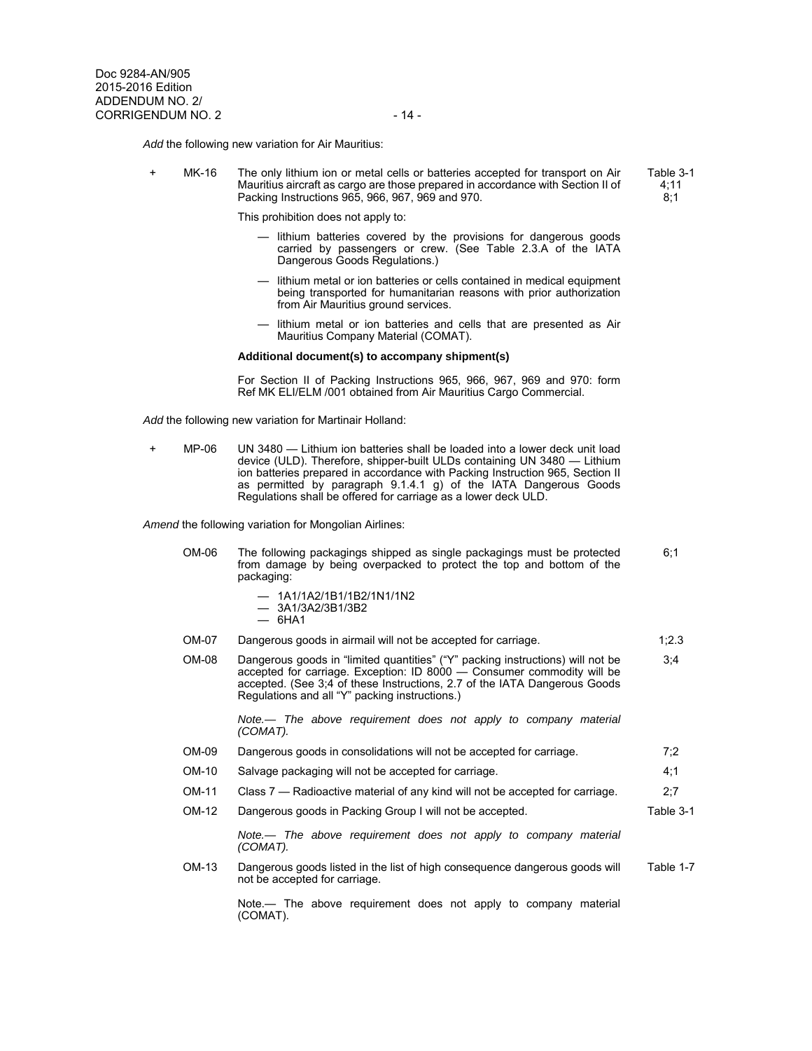*Add* the following new variation for Air Mauritius:

| | | | |
|---|---|---|---|
| + | MK-16 | The only lithium ion or metal cells or batteries accepted for transport on Air Mauritius aircraft as cargo are those prepared in accordance with Section II of Packing Instructions 965, 966, 967, 969 and 970. | Table 3-1<br>4;11<br>8;1 |

This prohibition does not apply to:

- — lithium batteries covered by the provisions for dangerous goods carried by passengers or crew. (See Table 2.3.A of the IATA Dangerous Goods Regulations.)
- — lithium metal or ion batteries or cells contained in medical equipment being transported for humanitarian reasons with prior authorization from Air Mauritius ground services.
- — lithium metal or ion batteries and cells that are presented as Air Mauritius Company Material (COMAT).

**Additional document(s) to accompany shipment(s)**

For Section II of Packing Instructions 965, 966, 967, 969 and 970: form Ref MK ELI/ELM /001 obtained from Air Mauritius Cargo Commercial.

*Add* the following new variation for Martinair Holland:

| | | |
|---|---|---|
| + | MP-06 | UN 3480 — Lithium ion batteries shall be loaded into a lower deck unit load device (ULD). Therefore, shipper-built ULDs containing UN 3480 — Lithium ion batteries prepared in accordance with Packing Instruction 965, Section II as permitted by paragraph 9.1.4.1 g) of the IATA Dangerous Goods Regulations shall be offered for carriage as a lower deck ULD. |

*Amend* the following variation for Mongolian Airlines:

OM-06 The following packagings shipped as single packagings must be protected from damage by being overpacked to protect the top and bottom of the packaging: (6;1)

- — 1A1/1A2/1B1/1B2/1N1/1N2
- — 3A1/3A2/3B1/3B2
- — 6HA1

| | | |
|---|---|---|
| OM-07 | Dangerous goods in airmail will not be accepted for carriage. | 1;2.3 |
| OM-08 | Dangerous goods in "limited quantities" ("Y" packing instructions) will not be accepted for carriage. Exception: ID 8000 — Consumer commodity will be accepted. (See 3;4 of these Instructions, 2.7 of the IATA Dangerous Goods Regulations and all "Y" packing instructions.)<br><br>*Note.— The above requirement does not apply to company material (COMAT).* | 3;4 |
| OM-09 | Dangerous goods in consolidations will not be accepted for carriage. | 7;2 |
| OM-10 | Salvage packaging will not be accepted for carriage. | 4;1 |
| OM-11 | Class 7 — Radioactive material of any kind will not be accepted for carriage. | 2;7 |
| OM-12 | Dangerous goods in Packing Group I will not be accepted.<br><br>*Note.— The above requirement does not apply to company material (COMAT).* | Table 3-1 |
| OM-13 | Dangerous goods listed in the list of high consequence dangerous goods will not be accepted for carriage.<br><br>Note.— The above requirement does not apply to company material (COMAT). | Table 1-7 |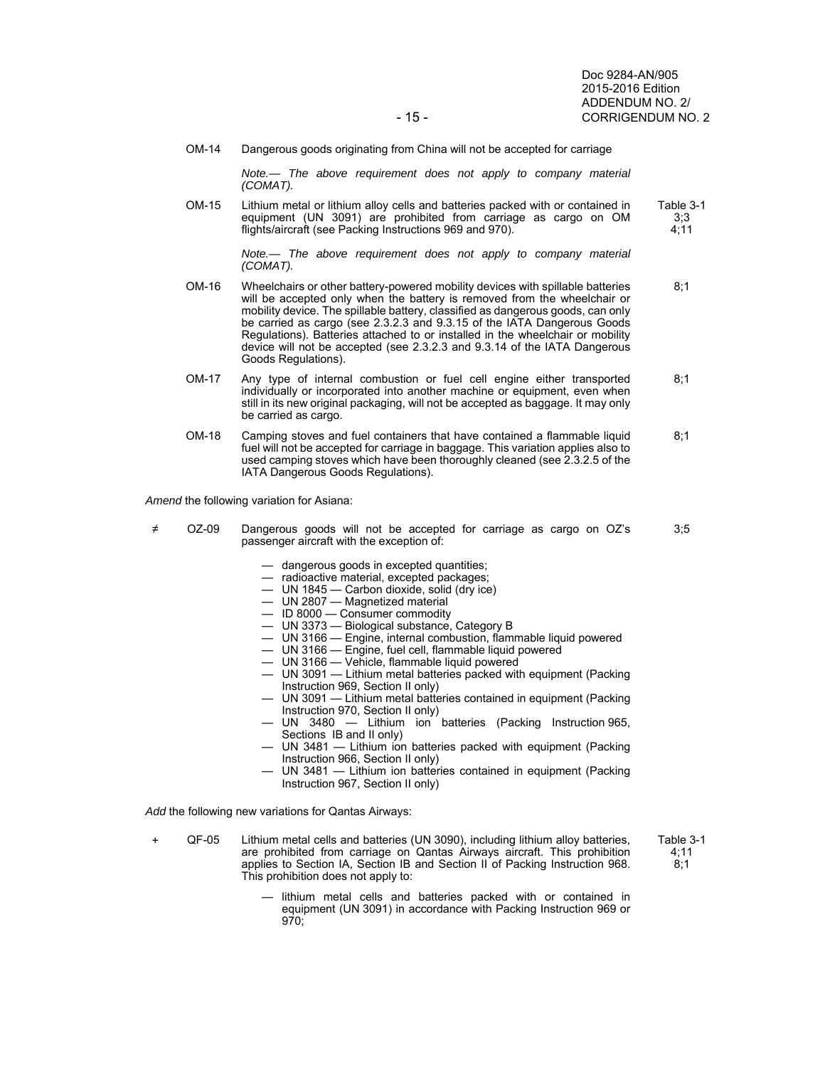| | | | |
|---|---|---|---|
| | OM-14 | Dangerous goods originating from China will not be accepted for carriage<br><br>*Note.— The above requirement does not apply to company material (COMAT).* | |
| | OM-15 | Lithium metal or lithium alloy cells and batteries packed with or contained in equipment (UN 3091) are prohibited from carriage as cargo on OM flights/aircraft (see Packing Instructions 969 and 970).<br><br>*Note.— The above requirement does not apply to company material (COMAT).* | Table 3-1<br>3;3<br>4;11 |
| | OM-16 | Wheelchairs or other battery-powered mobility devices with spillable batteries will be accepted only when the battery is removed from the wheelchair or mobility device. The spillable battery, classified as dangerous goods, can only be carried as cargo (see 2.3.2.3 and 9.3.15 of the IATA Dangerous Goods Regulations). Batteries attached to or installed in the wheelchair or mobility device will not be accepted (see 2.3.2.3 and 9.3.14 of the IATA Dangerous Goods Regulations). | 8;1 |
| | OM-17 | Any type of internal combustion or fuel cell engine either transported individually or incorporated into another machine or equipment, even when still in its new original packaging, will not be accepted as baggage. It may only be carried as cargo. | 8;1 |
| | OM-18 | Camping stoves and fuel containers that have contained a flammable liquid fuel will not be accepted for carriage in baggage. This variation applies also to used camping stoves which have been thoroughly cleaned (see 2.3.2.5 of the IATA Dangerous Goods Regulations). | 8;1 |

*Amend* the following variation for Asiana:

| | | | |
|---|---|---|---|
| ≠ | OZ-09 | Dangerous goods will not be accepted for carriage as cargo on OZ's passenger aircraft with the exception of:<br><br>— dangerous goods in excepted quantities;<br>— radioactive material, excepted packages;<br>— UN 1845 — Carbon dioxide, solid (dry ice)<br>— UN 2807 — Magnetized material<br>— ID 8000 — Consumer commodity<br>— UN 3373 — Biological substance, Category B<br>— UN 3166 — Engine, internal combustion, flammable liquid powered<br>— UN 3166 — Engine, fuel cell, flammable liquid powered<br>— UN 3166 — Vehicle, flammable liquid powered<br>— UN 3091 — Lithium metal batteries packed with equipment (Packing Instruction 969, Section II only)<br>— UN 3091 — Lithium metal batteries contained in equipment (Packing Instruction 970, Section II only)<br>— UN 3480 — Lithium ion batteries (Packing Instruction 965, Sections IB and II only)<br>— UN 3481 — Lithium ion batteries packed with equipment (Packing Instruction 966, Section II only)<br>— UN 3481 — Lithium ion batteries contained in equipment (Packing Instruction 967, Section II only) | 3;5 |

*Add* the following new variations for Qantas Airways:

| | | | |
|---|---|---|---|
| + | QF-05 | Lithium metal cells and batteries (UN 3090), including lithium alloy batteries, are prohibited from carriage on Qantas Airways aircraft. This prohibition applies to Section IA, Section IB and Section II of Packing Instruction 968. This prohibition does not apply to:<br><br>— lithium metal cells and batteries packed with or contained in equipment (UN 3091) in accordance with Packing Instruction 969 or 970; | Table 3-1<br>4;11<br>8;1 |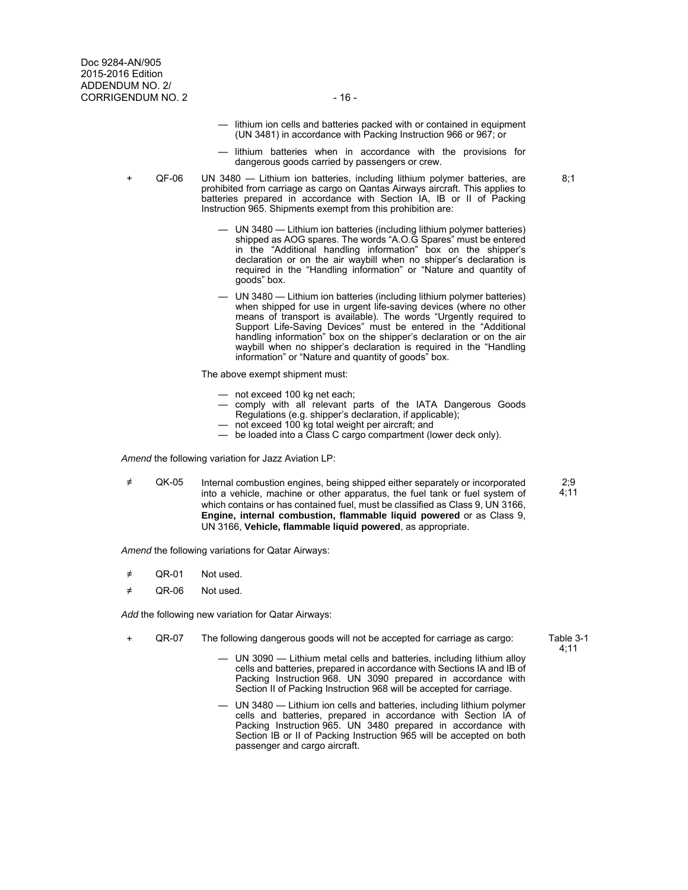— lithium ion cells and batteries packed with or contained in equipment (UN 3481) in accordance with Packing Instruction 966 or 967; or

— lithium batteries when in accordance with the provisions for dangerous goods carried by passengers or crew.

| | | | |
|---|---|---|---|
| + | QF-06 | UN 3480 — Lithium ion batteries, including lithium polymer batteries, are prohibited from carriage as cargo on Qantas Airways aircraft. This applies to batteries prepared in accordance with Section IA, IB or II of Packing Instruction 965. Shipments exempt from this prohibition are: | 8;1 |

— UN 3480 — Lithium ion batteries (including lithium polymer batteries) shipped as AOG spares. The words "A.O.G Spares" must be entered in the "Additional handling information" box on the shipper's declaration or on the air waybill when no shipper's declaration is required in the "Handling information" or "Nature and quantity of goods" box.

— UN 3480 — Lithium ion batteries (including lithium polymer batteries) when shipped for use in urgent life-saving devices (where no other means of transport is available). The words "Urgently required to Support Life-Saving Devices" must be entered in the "Additional handling information" box on the shipper's declaration or on the air waybill when no shipper's declaration is required in the "Handling information" or "Nature and quantity of goods" box.

The above exempt shipment must:

— not exceed 100 kg net each;
— comply with all relevant parts of the IATA Dangerous Goods Regulations (e.g. shipper's declaration, if applicable);
— not exceed 100 kg total weight per aircraft; and
— be loaded into a Class C cargo compartment (lower deck only).

*Amend* the following variation for Jazz Aviation LP:

| | | | |
|---|---|---|---|
| ≠ | QK-05 | Internal combustion engines, being shipped either separately or incorporated into a vehicle, machine or other apparatus, the fuel tank or fuel system of which contains or has contained fuel, must be classified as Class 9, UN 3166, **Engine, internal combustion, flammable liquid powered** or as Class 9, UN 3166, **Vehicle, flammable liquid powered**, as appropriate. | 2;9<br>4;11 |

*Amend* the following variations for Qatar Airways:

| | | |
|---|---|---|
| ≠ | QR-01 | Not used. |
| ≠ | QR-06 | Not used. |

*Add* the following new variation for Qatar Airways:

| | | | |
|---|---|---|---|
| + | QR-07 | The following dangerous goods will not be accepted for carriage as cargo: | Table 3-1<br>4;11 |

— UN 3090 — Lithium metal cells and batteries, including lithium alloy cells and batteries, prepared in accordance with Sections IA and IB of Packing Instruction 968. UN 3090 prepared in accordance with Section II of Packing Instruction 968 will be accepted for carriage.

— UN 3480 — Lithium ion cells and batteries, including lithium polymer cells and batteries, prepared in accordance with Section IA of Packing Instruction 965. UN 3480 prepared in accordance with Section IB or II of Packing Instruction 965 will be accepted on both passenger and cargo aircraft.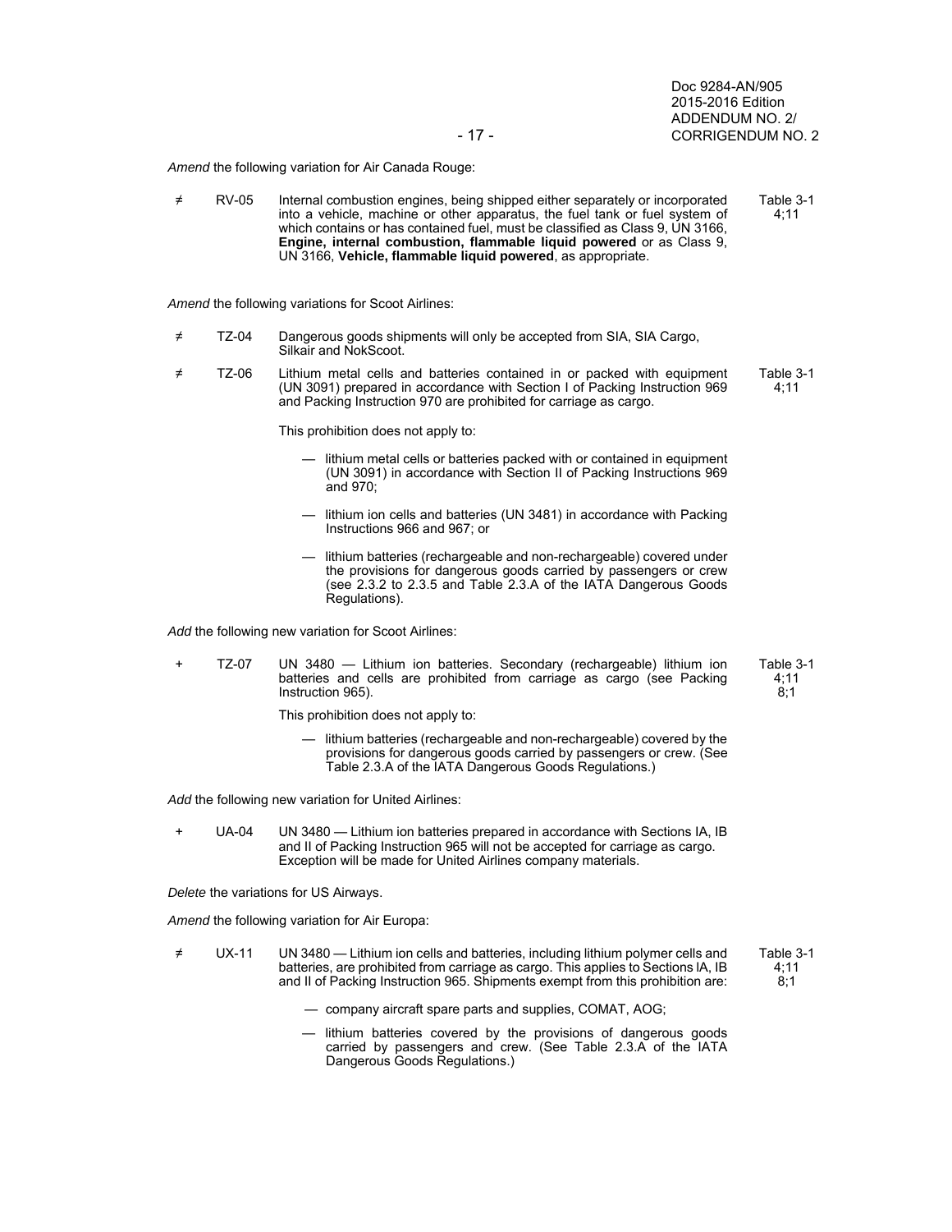*Amend* the following variation for Air Canada Rouge:

| | | | |
|---|---|---|---|
| ≠ | RV-05 | Internal combustion engines, being shipped either separately or incorporated into a vehicle, machine or other apparatus, the fuel tank or fuel system of which contains or has contained fuel, must be classified as Class 9, UN 3166, **Engine, internal combustion, flammable liquid powered** or as Class 9, UN 3166, **Vehicle, flammable liquid powered**, as appropriate. | Table 3-1 4;11 |

*Amend* the following variations for Scoot Airlines:

| | | | |
|---|---|---|---|
| ≠ | TZ-04 | Dangerous goods shipments will only be accepted from SIA, SIA Cargo, Silkair and NokScoot. | |
| ≠ | TZ-06 | Lithium metal cells and batteries contained in or packed with equipment (UN 3091) prepared in accordance with Section I of Packing Instruction 969 and Packing Instruction 970 are prohibited for carriage as cargo.<br><br>This prohibition does not apply to:<br><br>— lithium metal cells or batteries packed with or contained in equipment (UN 3091) in accordance with Section II of Packing Instructions 969 and 970;<br><br>— lithium ion cells and batteries (UN 3481) in accordance with Packing Instructions 966 and 967; or<br><br>— lithium batteries (rechargeable and non-rechargeable) covered under the provisions for dangerous goods carried by passengers or crew (see 2.3.2 to 2.3.5 and Table 2.3.A of the IATA Dangerous Goods Regulations). | Table 3-1 4;11 |

*Add* the following new variation for Scoot Airlines:

| | | | |
|---|---|---|---|
| + | TZ-07 | UN 3480 — Lithium ion batteries. Secondary (rechargeable) lithium ion batteries and cells are prohibited from carriage as cargo (see Packing Instruction 965).<br><br>This prohibition does not apply to:<br><br>— lithium batteries (rechargeable and non-rechargeable) covered by the provisions for dangerous goods carried by passengers or crew. (See Table 2.3.A of the IATA Dangerous Goods Regulations.) | Table 3-1 4;11 8;1 |

*Add* the following new variation for United Airlines:

| | | | |
|---|---|---|---|
| + | UA-04 | UN 3480 — Lithium ion batteries prepared in accordance with Sections IA, IB and II of Packing Instruction 965 will not be accepted for carriage as cargo. Exception will be made for United Airlines company materials. | |

*Delete* the variations for US Airways.

*Amend* the following variation for Air Europa:

| | | | |
|---|---|---|---|
| ≠ | UX-11 | UN 3480 — Lithium ion cells and batteries, including lithium polymer cells and batteries, are prohibited from carriage as cargo. This applies to Sections lA, IB and II of Packing Instruction 965. Shipments exempt from this prohibition are:<br><br>— company aircraft spare parts and supplies, COMAT, AOG;<br><br>— lithium batteries covered by the provisions of dangerous goods carried by passengers and crew. (See Table 2.3.A of the IATA Dangerous Goods Regulations.) | Table 3-1 4;11 8;1 |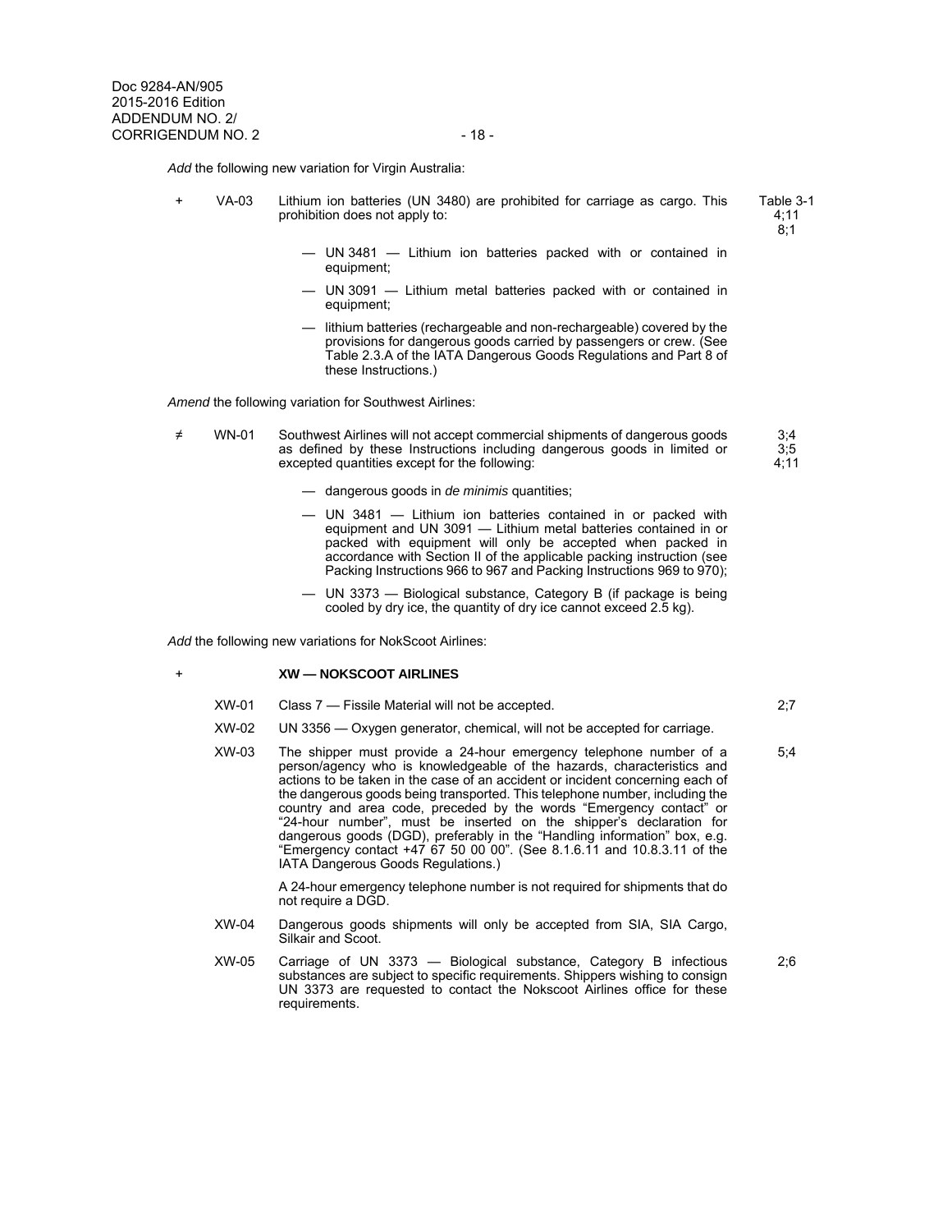*Add* the following new variation for Virgin Australia:

+ VA-03 Lithium ion batteries (UN 3480) are prohibited for carriage as cargo. This prohibition does not apply to: Table 3-1 4;11 8;1

— UN 3481 — Lithium ion batteries packed with or contained in equipment;

— UN 3091 — Lithium metal batteries packed with or contained in equipment;

— lithium batteries (rechargeable and non-rechargeable) covered by the provisions for dangerous goods carried by passengers or crew. (See Table 2.3.A of the IATA Dangerous Goods Regulations and Part 8 of these Instructions.)

*Amend* the following variation for Southwest Airlines:

≠ WN-01 Southwest Airlines will not accept commercial shipments of dangerous goods as defined by these Instructions including dangerous goods in limited or excepted quantities except for the following: 3;4 3;5 4;11

— dangerous goods in *de minimis* quantities;

— UN 3481 — Lithium ion batteries contained in or packed with equipment and UN 3091 — Lithium metal batteries contained in or packed with equipment will only be accepted when packed in accordance with Section II of the applicable packing instruction (see Packing Instructions 966 to 967 and Packing Instructions 969 to 970);

— UN 3373 — Biological substance, Category B (if package is being cooled by dry ice, the quantity of dry ice cannot exceed 2.5 kg).

*Add* the following new variations for NokScoot Airlines:

+ **XW — NOKSCOOT AIRLINES**

XW-01 Class 7 — Fissile Material will not be accepted. 2;7

XW-02 UN 3356 — Oxygen generator, chemical, will not be accepted for carriage.

XW-03 The shipper must provide a 24-hour emergency telephone number of a person/agency who is knowledgeable of the hazards, characteristics and actions to be taken in the case of an accident or incident concerning each of the dangerous goods being transported. This telephone number, including the country and area code, preceded by the words "Emergency contact" or "24-hour number", must be inserted on the shipper's declaration for dangerous goods (DGD), preferably in the "Handling information" box, e.g. "Emergency contact +47 67 50 00 00". (See 8.1.6.11 and 10.8.3.11 of the IATA Dangerous Goods Regulations.) 5;4

A 24-hour emergency telephone number is not required for shipments that do not require a DGD.

XW-04 Dangerous goods shipments will only be accepted from SIA, SIA Cargo, Silkair and Scoot.

XW-05 Carriage of UN 3373 — Biological substance, Category B infectious substances are subject to specific requirements. Shippers wishing to consign UN 3373 are requested to contact the Nokscoot Airlines office for these requirements. 2;6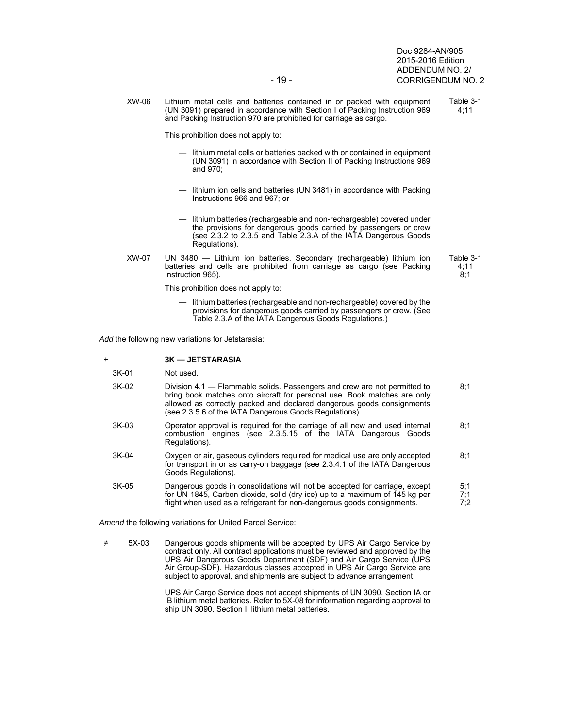XW-06 Lithium metal cells and batteries contained in or packed with equipment (UN 3091) prepared in accordance with Section I of Packing Instruction 969 and Packing Instruction 970 are prohibited for carriage as cargo. — Table 3-1; 4;11

This prohibition does not apply to:

- lithium metal cells or batteries packed with or contained in equipment (UN 3091) in accordance with Section II of Packing Instructions 969 and 970;
- lithium ion cells and batteries (UN 3481) in accordance with Packing Instructions 966 and 967; or
- lithium batteries (rechargeable and non-rechargeable) covered under the provisions for dangerous goods carried by passengers or crew (see 2.3.2 to 2.3.5 and Table 2.3.A of the IATA Dangerous Goods Regulations).

XW-07 UN 3480 — Lithium ion batteries. Secondary (rechargeable) lithium ion batteries and cells are prohibited from carriage as cargo (see Packing Instruction 965). — Table 3-1; 4;11; 8;1

This prohibition does not apply to:

- lithium batteries (rechargeable and non-rechargeable) covered by the provisions for dangerous goods carried by passengers or crew. (See Table 2.3.A of the IATA Dangerous Goods Regulations.)

*Add* the following new variations for Jetstarasia:

\+ **3K — JETSTARASIA**

| | | |
|---|---|---|
| 3K-01 | Not used. | |
| 3K-02 | Division 4.1 — Flammable solids. Passengers and crew are not permitted to bring book matches onto aircraft for personal use. Book matches are only allowed as correctly packed and declared dangerous goods consignments (see 2.3.5.6 of the IATA Dangerous Goods Regulations). | 8;1 |
| 3K-03 | Operator approval is required for the carriage of all new and used internal combustion engines (see 2.3.5.15 of the IATA Dangerous Goods Regulations). | 8;1 |
| 3K-04 | Oxygen or air, gaseous cylinders required for medical use are only accepted for transport in or as carry-on baggage (see 2.3.4.1 of the IATA Dangerous Goods Regulations). | 8;1 |
| 3K-05 | Dangerous goods in consolidations will not be accepted for carriage, except for UN 1845, Carbon dioxide, solid (dry ice) up to a maximum of 145 kg per flight when used as a refrigerant for non-dangerous goods consignments. | 5;1 7;1 7;2 |

*Amend* the following variations for United Parcel Service:

≠ 5X-03 Dangerous goods shipments will be accepted by UPS Air Cargo Service by contract only. All contract applications must be reviewed and approved by the UPS Air Dangerous Goods Department (SDF) and Air Cargo Service (UPS Air Group-SDF). Hazardous classes accepted in UPS Air Cargo Service are subject to approval, and shipments are subject to advance arrangement.

UPS Air Cargo Service does not accept shipments of UN 3090, Section IA or IB lithium metal batteries. Refer to 5X-08 for information regarding approval to ship UN 3090, Section II lithium metal batteries.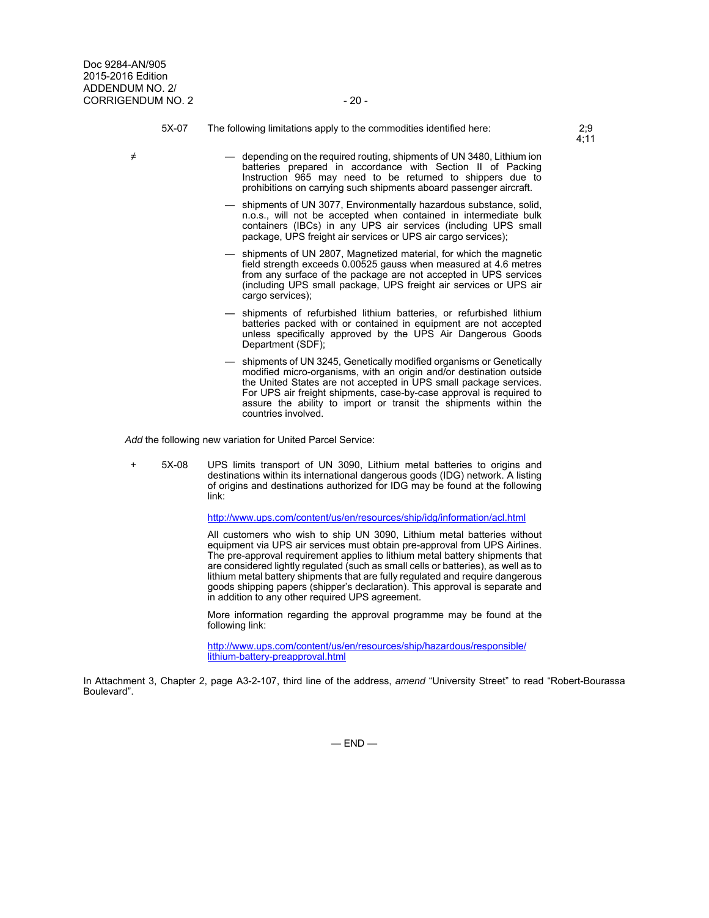5X-07 The following limitations apply to the commodities identified here: 2;9 4;11

≠ — depending on the required routing, shipments of UN 3480, Lithium ion batteries prepared in accordance with Section II of Packing Instruction 965 may need to be returned to shippers due to prohibitions on carrying such shipments aboard passenger aircraft.

— shipments of UN 3077, Environmentally hazardous substance, solid, n.o.s., will not be accepted when contained in intermediate bulk containers (IBCs) in any UPS air services (including UPS small package, UPS freight air services or UPS air cargo services);

— shipments of UN 2807, Magnetized material, for which the magnetic field strength exceeds 0.00525 gauss when measured at 4.6 metres from any surface of the package are not accepted in UPS services (including UPS small package, UPS freight air services or UPS air cargo services);

— shipments of refurbished lithium batteries, or refurbished lithium batteries packed with or contained in equipment are not accepted unless specifically approved by the UPS Air Dangerous Goods Department (SDF);

— shipments of UN 3245, Genetically modified organisms or Genetically modified micro-organisms, with an origin and/or destination outside the United States are not accepted in UPS small package services. For UPS air freight shipments, case-by-case approval is required to assure the ability to import or transit the shipments within the countries involved.

*Add* the following new variation for United Parcel Service:

\+ 5X-08 UPS limits transport of UN 3090, Lithium metal batteries to origins and destinations within its international dangerous goods (IDG) network. A listing of origins and destinations authorized for IDG may be found at the following link:

http://www.ups.com/content/us/en/resources/ship/idg/information/acl.html

All customers who wish to ship UN 3090, Lithium metal batteries without equipment via UPS air services must obtain pre-approval from UPS Airlines. The pre-approval requirement applies to lithium metal battery shipments that are considered lightly regulated (such as small cells or batteries), as well as to lithium metal battery shipments that are fully regulated and require dangerous goods shipping papers (shipper's declaration). This approval is separate and in addition to any other required UPS agreement.

More information regarding the approval programme may be found at the following link:

http://www.ups.com/content/us/en/resources/ship/hazardous/responsible/lithium-battery-preapproval.html

In Attachment 3, Chapter 2, page A3-2-107, third line of the address, *amend* "University Street" to read "Robert-Bourassa Boulevard".

— END —